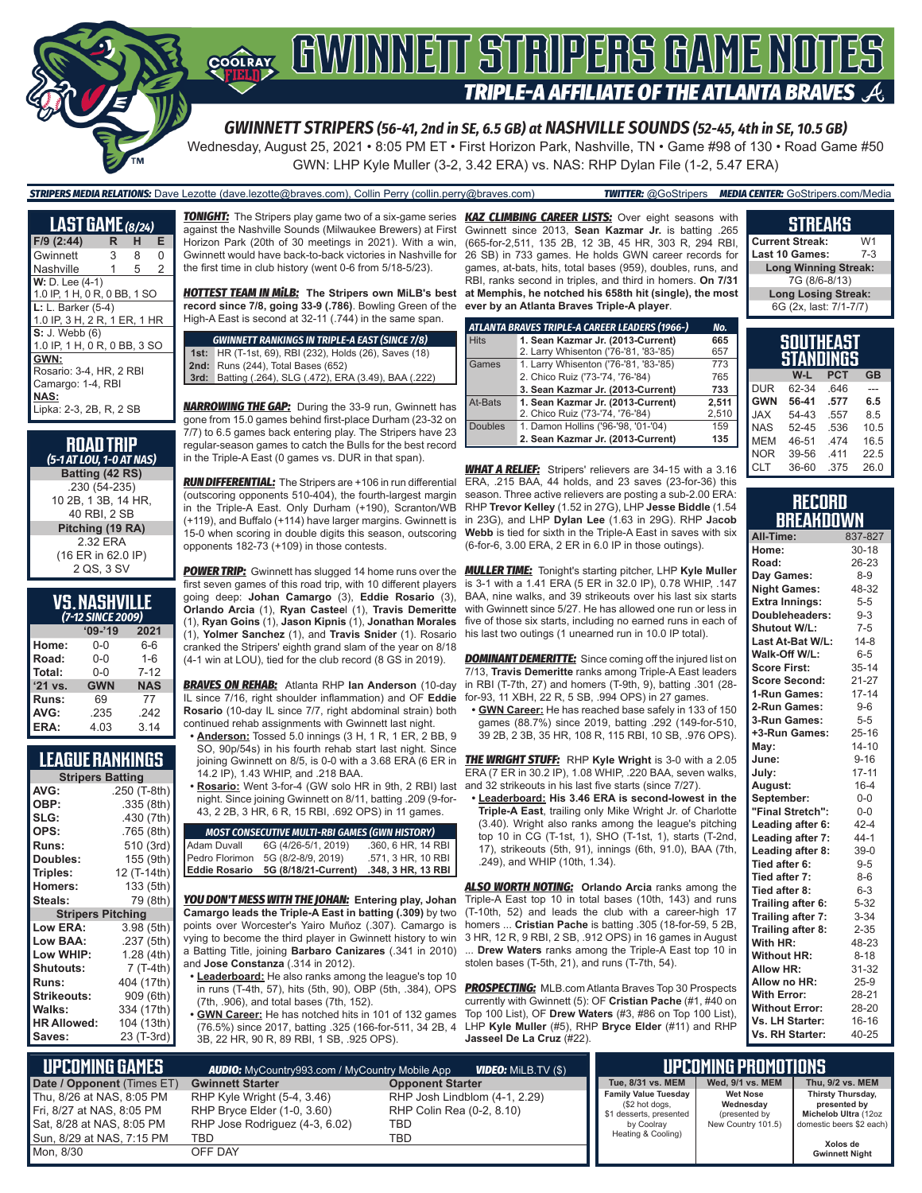# GWINNETT STRIPERS GAME NOTES

## TRIPLE-A AFFILIATE OF THE ATLANTA BRAVES

**GWINNETT STRIPERS (56-41, 2nd in SE, 6.5 GB) at NASHVILLE SOUNDS (52-45, 4th in SE, 10.5 GB)**

Wednesday, August 25, 2021 • 8:05 PM ET • First Horizon Park, Nashville, TN • Game #98 of 130 • Road Game #50

GWN: LHP Kyle Muller (3-2, 3.42 ERA) vs. NAS: RHP Dylan File (1-2, 5.47 ERA)

**STRIPERS MEDIA RELATIONS:** Dave Lezotte (dave.lezotte@braves.com), Collin Perry (collin.perry@braves.com) **TWITTER:** @GoStripers **MEDIA CENTER:** GoStripers.com/Media

## LAST GAME (8/24)

| F/9 (2:44) | R | H | E |
|---|---|---|---|
| Gwinnett | 3 | 8 | 0 |
| Nashville | 1 | 5 | 2 |

**W:** D. Lee (4-1)
1.0 IP, 1 H, 0 R, 0 BB, 1 SO

**L:** L. Barker (5-4)
1.0 IP, 3 H, 2 R, 1 ER, 1 HR

**S:** J. Webb (6)
1.0 IP, 1 H, 0 R, 0 BB, 3 SO

**GWN:**
Rosario: 3-4, HR, 2 RBI
Camargo: 1-4, RBI

**NAS:**
Lipka: 2-3, 2B, R, 2 SB

## ROAD TRIP
*(5-1 AT LOU, 1-0 AT NAS)*

**Batting (42 RS)**
.230 (54-235)
10 2B, 1 3B, 14 HR,
40 RBI, 2 SB

**Pitching (19 RA)**
2.32 ERA
(16 ER in 62.0 IP)
2 QS, 3 SV

## VS. NASHVILLE
*(7-12 SINCE 2009)*

| | '09-'19 | 2021 |
|---|---|---|
| Home: | 0-0 | 6-6 |
| Road: | 0-0 | 1-6 |
| Total: | 0-0 | 7-12 |
| '21 vs. | GWN | NAS |
| Runs: | 69 | 77 |
| AVG: | .235 | .242 |
| ERA: | 4.03 | 3.14 |

## LEAGUE RANKINGS

**Stripers Batting**

| | |
|---|---|
| AVG: | .250 (T-8th) |
| OBP: | .335 (8th) |
| SLG: | .430 (7th) |
| OPS: | .765 (8th) |
| Runs: | 510 (3rd) |
| Doubles: | 155 (9th) |
| Triples: | 12 (T-14th) |
| Homers: | 133 (5th) |
| Steals: | 79 (8th) |

**Stripers Pitching**

| | |
|---|---|
| Low ERA: | 3.98 (5th) |
| Low BAA: | .237 (5th) |
| Low WHIP: | 1.28 (4th) |
| Shutouts: | 7 (T-4th) |
| Runs: | 404 (17th) |
| Strikeouts: | 909 (6th) |
| Walks: | 334 (17th) |
| HR Allowed: | 104 (13th) |
| Saves: | 23 (T-3rd) |

**TONIGHT:** The Stripers play game two of a six-game series against the Nashville Sounds (Milwaukee Brewers) at First Horizon Park (20th of 30 meetings in 2021). With a win, Gwinnett would have back-to-back victories in Nashville for the first time in club history (went 0-6 from 5/18-5/23).

**HOTTEST TEAM IN MiLB: The Stripers own MiLB's best record since 7/8, going 33-9 (.786)**. Bowling Green of the High-A East is second at 32-11 (.744) in the same span.

| GWINNETT RANKINGS IN TRIPLE-A EAST (SINCE 7/8) | |
|---|---|
| 1st: | HR (T-1st, 69), RBI (232), Holds (26), Saves (18) |
| 2nd: | Runs (244), Total Bases (652) |
| 3rd: | Batting (.264), SLG (.472), ERA (3.49), BAA (.222) |

**NARROWING THE GAP:** During the 33-9 run, Gwinnett has gone from 15.0 games behind first-place Durham (23-32 on 7/7) to 6.5 games back entering play. The Stripers have 23 regular-season games to catch the Bulls for the best record in the Triple-A East (0 games vs. DUR in that span).

**RUN DIFFERENTIAL:** The Stripers are +106 in run differential (outscoring opponents 510-404), the fourth-largest margin in the Triple-A East. Only Durham (+190), Scranton/WB (+119), and Buffalo (+114) have larger margins. Gwinnett is 15-0 when scoring in double digits this season, outscoring opponents 182-73 (+109) in those contests.

**POWER TRIP:** Gwinnett has slugged 14 home runs over the first seven games of this road trip, with 10 different players going deep: **Johan Camargo** (3), **Eddie Rosario** (3), **Orlando Arcia** (1), **Ryan Casteel** (1), **Travis Demeritte** (1), **Ryan Goins** (1), **Jason Kipnis** (1), **Jonathan Morales** (1), **Yolmer Sanchez** (1), and **Travis Snider** (1). Rosario cranked the Stripers' eighth grand slam of the year on 8/18 (4-1 win at LOU), tied for the club record (8 GS in 2019).

**BRAVES ON REHAB:** Atlanta RHP **Ian Anderson** (10-day IL since 7/16, right shoulder inflammation) and OF **Eddie Rosario** (10-day IL since 7/7, right abdominal strain) both continued rehab assignments with Gwinnett last night.

- **Anderson:** Tossed 5.0 innings (3 H, 1 R, 1 ER, 2 BB, 9 SO, 90p/54s) in his fourth rehab start last night. Since joining Gwinnett on 8/5, is 0-0 with a 3.68 ERA (6 ER in 14.2 IP), 1.43 WHIP, and .218 BAA.
- **Rosario:** Went 3-for-4 (GW solo HR in 9th, 2 RBI) last night. Since joining Gwinnett on 8/11, batting .209 (9-for-43, 2 2B, 3 HR, 6 R, 15 RBI, .692 OPS) in 11 games.

| MOST CONSECUTIVE MULTI-RBI GAMES (GWN HISTORY) | | |
|---|---|---|
| Adam Duvall | 6G (4/26-5/1, 2019) | .360, 6 HR, 14 RBI |
| Pedro Florimon | 5G (8/2-8/9, 2019) | .571, 3 HR, 10 RBI |
| **Eddie Rosario** | **5G (8/18/21-Current)** | **.348, 3 HR, 13 RBI** |

**YOU DON'T MESS WITH THE JOHAN:** Entering play, **Johan Camargo leads the Triple-A East in batting (.309)** by two points over Worcester's Yairo Muñoz (.307). Camargo is vying to become the third player in Gwinnett history to win a Batting Title, joining **Barbaro Canizares** (.341 in 2010) and **Jose Constanza** (.314 in 2012).

- **Leaderboard:** He also ranks among the league's top 10 in runs (T-4th, 57), hits (5th, 90), OBP (5th, .384), OPS (7th, .906), and total bases (7th, 152).
- **GWN Career:** He has notched hits in 101 of 132 games (76.5%) since 2017, batting .325 (166-for-511, 34 2B, 4 3B, 22 HR, 90 R, 89 RBI, 1 SB, .925 OPS).

**KAZ CLIMBING CAREER LISTS:** Over eight seasons with Gwinnett since 2013, **Sean Kazmar Jr.** is batting .265 (665-for-2,511, 135 2B, 12 3B, 45 HR, 303 R, 294 RBI, 26 SB) in 733 games. He holds GWN career records for games, at-bats, hits, total bases (959), doubles, runs, and RBI, ranks second in triples, and third in homers. **On 7/31 at Memphis, he notched his 658th hit (single), the most ever by an Atlanta Braves Triple-A player**.

| ATLANTA BRAVES TRIPLE-A CAREER LEADERS (1966-) | | No. |
|---|---|---|
| Hits | 1. Sean Kazmar Jr. (2013-Current) | 665 |
| | 2. Larry Whisenton ('76-'81, '83-'85) | 657 |
| Games | 1. Larry Whisenton ('76-'81, '83-'85) | 773 |
| | 2. Chico Ruiz ('73-'74, '76-'84) | 765 |
| | 3. Sean Kazmar Jr. (2013-Current) | 733 |
| At-Bats | 1. Sean Kazmar Jr. (2013-Current) | 2,511 |
| | 2. Chico Ruiz ('73-'74, '76-'84) | 2,510 |
| Doubles | 1. Damon Hollins ('96-'98, '01-'04) | 159 |
| | 2. Sean Kazmar Jr. (2013-Current) | 135 |

**WHAT A RELIEF:** Stripers' relievers are 34-15 with a 3.16 ERA, .215 BAA, 44 holds, and 23 saves (23-for-36) this season. Three active relievers are posting a sub-2.00 ERA: RHP **Trevor Kelley** (1.52 in 27G), LHP **Jesse Biddle** (1.54 in 23G), and LHP **Dylan Lee** (1.63 in 29G). RHP **Jacob Webb** is tied for sixth in the Triple-A East in saves with six (6-for-6, 3.00 ERA, 2 ER in 6.0 IP in those outings).

**MULLER TIME:** Tonight's starting pitcher, LHP **Kyle Muller** is 3-1 with a 1.41 ERA (5 ER in 32.0 IP), 0.78 WHIP, .147 BAA, nine walks, and 39 strikeouts over his last six starts with Gwinnett since 5/27. He has allowed one run or less in five of those six starts, including no earned runs in each of his last two outings (1 unearned run in 10.0 IP total).

**DOMINANT DEMERITTE:** Since coming off the injured list on 7/13, **Travis Demeritte** ranks among Triple-A East leaders in RBI (T-7th, 27) and homers (T-9th, 9), batting .301 (28-for-93, 11 XBH, 22 R, 5 SB, .994 OPS) in 27 games.

- **GWN Career:** He has reached base safely in 133 of 150 games (88.7%) since 2019, batting .292 (149-for-510, 39 2B, 3 3B, 35 HR, 108 R, 115 RBI, 10 SB, .976 OPS).

**THE WRIGHT STUFF:** RHP **Kyle Wright** is 3-0 with a 2.05 ERA (7 ER in 30.2 IP), 1.08 WHIP, .220 BAA, seven walks, and 32 strikeouts in his last five starts (since 7/27).

- **Leaderboard: His 3.46 ERA is second-lowest in the Triple-A East**, trailing only Mike Wright Jr. of Charlotte (3.40). Wright also ranks among the league's pitching top 10 in CG (T-1st, 1), SHO (T-1st, 1), starts (T-2nd, 17), strikeouts (5th, 91), innings (6th, 91.0), BAA (7th, .249), and WHIP (10th, 1.34).

**ALSO WORTH NOTING: Orlando Arcia** ranks among the Triple-A East top 10 in total bases (10th, 143) and runs (T-10th, 52) and leads the club with a career-high 17 homers ... **Cristian Pache** is batting .305 (18-for-59, 5 2B, 3 HR, 12 R, 9 RBI, 2 SB, .912 OPS) in 16 games in August ... **Drew Waters** ranks among the Triple-A East top 10 in stolen bases (T-5th, 21), and runs (T-7th, 54).

**PROSPECTING:** MLB.com Atlanta Braves Top 30 Prospects currently with Gwinnett (5): OF **Cristian Pache** (#1, #40 on Top 100 List), OF **Drew Waters** (#3, #86 on Top 100 List), LHP **Kyle Muller** (#5), RHP **Bryce Elder** (#11) and RHP **Jasseel De La Cruz** (#22).

## STREAKS

| | |
|---|---|
| Current Streak: | W1 |
| Last 10 Games: | 7-3 |

**Long Winning Streak:**
7G (8/6-8/13)

**Long Losing Streak:**
6G (2x, last: 7/1-7/7)

## SOUTHEAST STANDINGS

| | W-L | PCT | GB |
|---|---|---|---|
| DUR | 62-34 | .646 | --- |
| **GWN** | **56-41** | **.577** | **6.5** |
| JAX | 54-43 | .557 | 8.5 |
| NAS | 52-45 | .536 | 10.5 |
| MEM | 46-51 | .474 | 16.5 |
| NOR | 39-56 | .411 | 22.5 |
| CLT | 36-60 | .375 | 26.0 |

## RECORD BREAKDOWN

| | |
|---|---|
| All-Time: | 837-827 |
| Home: | 30-18 |
| Road: | 26-23 |
| Day Games: | 8-9 |
| Night Games: | 48-32 |
| Extra Innings: | 5-5 |
| Doubleheaders: | 9-3 |
| Shutout W/L: | 7-5 |
| Last At-Bat W/L: | 14-8 |
| Walk-Off W/L: | 6-5 |
| Score First: | 35-14 |
| Score Second: | 21-27 |
| 1-Run Games: | 17-14 |
| 2-Run Games: | 9-6 |
| 3-Run Games: | 5-5 |
| +3-Run Games: | 25-16 |
| May: | 14-10 |
| June: | 9-16 |
| July: | 17-11 |
| August: | 16-4 |
| September: | 0-0 |
| "Final Stretch": | 0-0 |
| Leading after 6: | 42-4 |
| Leading after 7: | 44-1 |
| Leading after 8: | 39-0 |
| Tied after 6: | 9-5 |
| Tied after 7: | 8-6 |
| Tied after 8: | 6-3 |
| Trailing after 6: | 5-32 |
| Trailing after 7: | 3-34 |
| Trailing after 8: | 2-35 |
| With HR: | 48-23 |
| Without HR: | 8-18 |
| Allow HR: | 31-32 |
| Allow no HR: | 25-9 |
| With Error: | 28-21 |
| Without Error: | 28-20 |
| Vs. LH Starter: | 16-16 |
| Vs. RH Starter: | 40-25 |

## UPCOMING GAMES

**AUDIO:** MyCountry993.com / MyCountry Mobile App **VIDEO:** MiLB.TV ($)

| Date / Opponent (Times ET) | Gwinnett Starter | Opponent Starter |
|---|---|---|
| Thu, 8/26 at NAS, 8:05 PM | RHP Kyle Wright (5-4, 3.46) | RHP Josh Lindblom (4-1, 2.29) |
| Fri, 8/27 at NAS, 8:05 PM | RHP Bryce Elder (1-0, 3.60) | RHP Colin Rea (0-2, 8.10) |
| Sat, 8/28 at NAS, 8:05 PM | RHP Jose Rodriguez (4-3, 6.02) | TBD |
| Sun, 8/29 at NAS, 7:15 PM | TBD | TBD |
| Mon, 8/30 | OFF DAY | |

## UPCOMING PROMOTIONS

| Tue, 8/31 vs. MEM | Wed, 9/1 vs. MEM | Thu, 9/2 vs. MEM |
|---|---|---|
| **Family Value Tuesday** ($2 hot dogs, $1 desserts, presented by Coolray Heating & Cooling) | **Wet Nose Wednesday** (presented by New Country 101.5) | **Thirsty Thursday,** presented by Michelob Ultra (12oz domestic beers $2 each) **Xolos de Gwinnett Night** |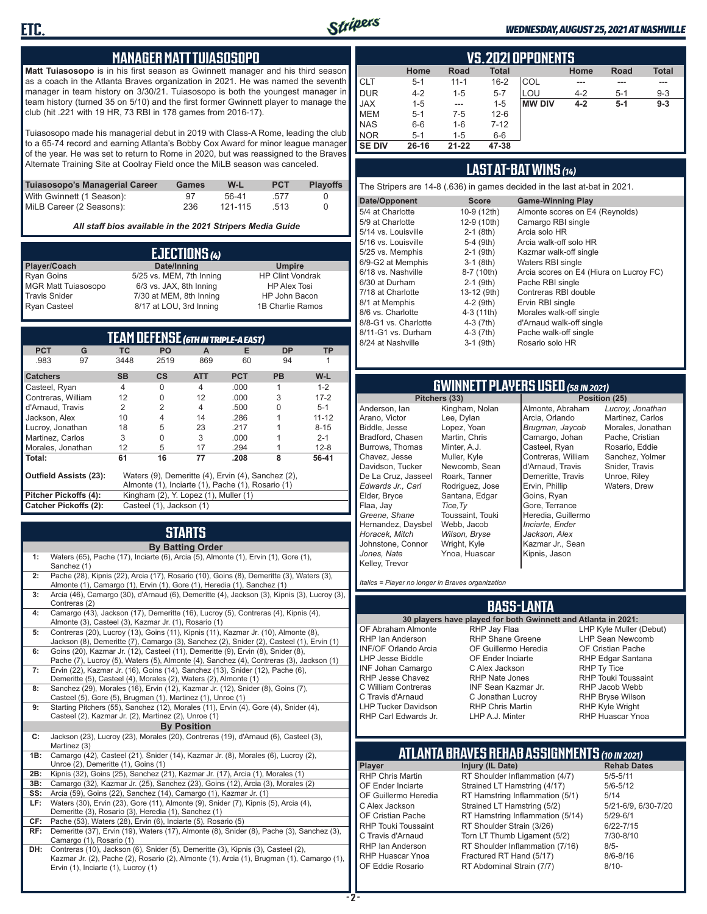## MANAGER MATT TUIASOSOPO

**Matt Tuiasosopo** is in his first season as Gwinnett manager and his third season as a coach in the Atlanta Braves organization in 2021. He was named the seventh manager in team history on 3/30/21. Tuiasosopo is both the youngest manager in team history (turned 35 on 5/10) and the first former Gwinnett player to manage the club (hit .221 with 19 HR, 73 RBI in 178 games from 2016-17).

Tuiasosopo made his managerial debut in 2019 with Class-A Rome, leading the club to a 65-74 record and earning Atlanta's Bobby Cox Award for minor league manager of the year. He was set to return to Rome in 2020, but was reassigned to the Braves Alternate Training Site at Coolray Field once the MiLB season was canceled.

| Tuiasosopo's Managerial Career | Games | W-L | PCT | Playoffs |
|---|---|---|---|---|
| With Gwinnett (1 Season): | 97 | 56-41 | .577 | 0 |
| MiLB Career (2 Seasons): | 236 | 121-115 | .513 | 0 |

*All staff bios available in the 2021 Stripers Media Guide*

## EJECTIONS (4)

| Player/Coach | Date/Inning | Umpire |
|---|---|---|
| Ryan Goins | 5/25 vs. MEM, 7th Inning | HP Clint Vondrak |
| MGR Matt Tuiasosopo | 6/3 vs. JAX, 8th Inning | HP Alex Tosi |
| Travis Snider | 7/30 at MEM, 8th Inning | HP John Bacon |
| Ryan Casteel | 8/17 at LOU, 3rd Inning | 1B Charlie Ramos |

## TEAM DEFENSE (6TH IN TRIPLE-A EAST)

| PCT | G | TC | PO | A | E | DP | TP |
|---|---|---|---|---|---|---|---|
| .983 | 97 | 3448 | 2519 | 869 | 60 | 94 | 1 |

| Catchers | SB | CS | ATT | PCT | PB | W-L |
|---|---|---|---|---|---|---|
| Casteel, Ryan | 4 | 0 | 4 | .000 | 1 | 1-2 |
| Contreras, William | 12 | 0 | 12 | .000 | 3 | 17-2 |
| d'Arnaud, Travis | 2 | 2 | 4 | .500 | 0 | 5-1 |
| Jackson, Alex | 10 | 4 | 14 | .286 | 1 | 11-12 |
| Lucroy, Jonathan | 18 | 5 | 23 | .217 | 1 | 8-15 |
| Martinez, Carlos | 3 | 0 | 3 | .000 | 1 | 2-1 |
| Morales, Jonathan | 12 | 5 | 17 | .294 | 1 | 12-8 |
| **Total:** | **61** | **16** | **77** | **.208** | **8** | **56-41** |

**Outfield Assists (23):** Waters (9), Demeritte (4), Ervin (4), Sanchez (2), Almonte (1), Inciarte (1), Pache (1), Rosario (1)

**Pitcher Pickoffs (4):** Kingham (2), Y. Lopez (1), Muller (1)

**Catcher Pickoffs (2):** Casteel (1), Jackson (1)

## STARTS

**By Batting Order**

| | |
|---|---|
| 1: | Waters (65), Pache (17), Inciarte (6), Arcia (5), Almonte (1), Ervin (1), Gore (1), Sanchez (1) |
| 2: | Pache (28), Kipnis (22), Arcia (17), Rosario (10), Goins (8), Demeritte (3), Waters (3), Almonte (1), Camargo (1), Ervin (1), Gore (1), Heredia (1), Sanchez (1) |
| 3: | Arcia (46), Camargo (30), d'Arnaud (6), Demeritte (4), Jackson (3), Kipnis (3), Lucroy (3), Contreras (2) |
| 4: | Camargo (43), Jackson (17), Demeritte (16), Lucroy (5), Contreras (4), Kipnis (4), Almonte (3), Casteel (3), Kazmar Jr. (1), Rosario (1) |
| 5: | Contreras (20), Lucroy (13), Goins (11), Kipnis (11), Kazmar Jr. (10), Almonte (8), Jackson (8), Demeritte (7), Camargo (7), Sanchez (2), Snider (2), Casteel (1), Ervin (1) |
| 6: | Goins (20), Kazmar Jr. (12), Casteel (11), Demeritte (9), Ervin (8), Snider (8), Pache (7), Lucroy (5), Waters (5), Almonte (4), Sanchez (4), Contreras (3), Jackson (1) |
| 7: | Ervin (22), Kazmar Jr. (16), Goins (14), Sanchez (13), Snider (12), Pache (6), Demeritte (5), Casteel (4), Morales (2), Waters (2), Almonte (1) |
| 8: | Sanchez (29), Morales (16), Ervin (12), Kazmar Jr. (12), Snider (8), Goins (7), Casteel (5), Gore (5), Brugman (1), Martinez (1), Unroe (1) |
| 9: | Starting Pitchers (55), Sanchez (12), Morales (11), Ervin (4), Gore (4), Snider (4), Casteel (2), Kazmar Jr. (2), Martinez (2), Unroe (1) |

**By Position**

| | |
|---|---|
| C: | Jackson (23), Lucroy (23), Morales (20), Contreras (19), d'Arnaud (6), Casteel (3), Martinez (3) |
| 1B: | Camargo (42), Casteel (21), Snider (14), Kazmar Jr. (8), Morales (6), Lucroy (2), Unroe (2), Demeritte (1), Goins (1) |
| 2B: | Kipnis (32), Goins (25), Sanchez (21), Kazmar Jr. (17), Arcia (1), Morales (1) |
| 3B: | Camargo (32), Kazmar Jr. (25), Sanchez (23), Goins (12), Arcia (3), Morales (2) |
| SS: | Arcia (59), Goins (22), Sanchez (14), Camargo (1), Kazmar Jr. (1) |
| LF: | Waters (30), Ervin (23), Gore (11), Almonte (9), Snider (7), Kipnis (5), Arcia (4), Demeritte (3), Rosario (3), Heredia (1), Sanchez (1) |
| CF: | Pache (53), Waters (28), Ervin (6), Inciarte (5), Rosario (5) |
| RF: | Demeritte (37), Ervin (19), Waters (17), Almonte (8), Snider (8), Pache (3), Sanchez (3), Camargo (1), Rosario (1) |
| DH: | Contreras (10), Jackson (6), Snider (5), Demeritte (3), Kipnis (3), Casteel (2), Kazmar Jr. (2), Pache (2), Rosario (2), Almonte (1), Arcia (1), Brugman (1), Camargo (1), Ervin (1), Inciarte (1), Lucroy (1) |

## VS. 2021 OPPONENTS

| | Home | Road | Total | | Home | Road | Total |
|---|---|---|---|---|---|---|---|
| CLT | 5-1 | 11-1 | 16-2 | COL | --- | --- | --- |
| DUR | 4-2 | 1-5 | 5-7 | LOU | 4-2 | 5-1 | 9-3 |
| JAX | 1-5 | --- | 1-5 | **MW DIV** | **4-2** | **5-1** | **9-3** |
| MEM | 5-1 | 7-5 | 12-6 | | | | |
| NAS | 6-6 | 1-6 | 7-12 | | | | |
| NOR | 5-1 | 1-5 | 6-6 | | | | |
| **SE DIV** | **26-16** | **21-22** | **47-38** | | | | |

## LAST AT-BAT WINS (14)

The Stripers are 14-8 (.636) in games decided in the last at-bat in 2021.

| Date/Opponent | Score | Game-Winning Play |
|---|---|---|
| 5/4 at Charlotte | 10-9 (12th) | Almonte scores on E4 (Reynolds) |
| 5/9 at Charlotte | 12-9 (10th) | Camargo RBI single |
| 5/14 vs. Louisville | 2-1 (8th) | Arcia solo HR |
| 5/16 vs. Louisville | 5-4 (9th) | Arcia walk-off solo HR |
| 5/25 vs. Memphis | 2-1 (9th) | Kazmar walk-off single |
| 6/9-G2 at Memphis | 3-1 (8th) | Waters RBI single |
| 6/18 vs. Nashville | 8-7 (10th) | Arcia scores on E4 (Hiura on Lucroy FC) |
| 6/30 at Durham | 2-1 (9th) | Pache RBI single |
| 7/18 at Charlotte | 13-12 (9th) | Contreras RBI double |
| 8/1 at Memphis | 4-2 (9th) | Ervin RBI single |
| 8/6 vs. Charlotte | 4-3 (11th) | Morales walk-off single |
| 8/8-G1 vs. Charlotte | 4-3 (7th) | d'Arnaud walk-off single |
| 8/11-G1 vs. Durham | 4-3 (7th) | Pache walk-off single |
| 8/24 at Nashville | 3-1 (9th) | Rosario solo HR |

## GWINNETT PLAYERS USED (58 IN 2021)

| Pitchers (33) | | Position (25) | |
|---|---|---|---|
| Anderson, Ian | Kingham, Nolan | Almonte, Abraham | *Lucroy, Jonathan* |
| Arano, Victor | Lee, Dylan | Arcia, Orlando | Martinez, Carlos |
| Biddle, Jesse | Lopez, Yoan | *Brugman, Jaycob* | Morales, Jonathan |
| Bradford, Chasen | Martin, Chris | Camargo, Johan | Pache, Cristian |
| Burrows, Thomas | Minter, A.J. | Casteel, Ryan | Rosario, Eddie |
| Chavez, Jesse | Muller, Kyle | Contreras, William | Sanchez, Yolmer |
| Davidson, Tucker | Newcomb, Sean | d'Arnaud, Travis | Snider, Travis |
| De La Cruz, Jasseel | Roark, Tanner | Demeritte, Travis | Unroe, Riley |
| *Edwards Jr., Carl* | Rodriguez, Jose | Ervin, Phillip | Waters, Drew |
| Elder, Bryce | Santana, Edgar | Goins, Ryan | |
| Flaa, Jay | *Tice, Ty* | Gore, Terrance | |
| *Greene, Shane* | Toussaint, Touki | Heredia, Guillermo | |
| Hernandez, Daysbel | Webb, Jacob | *Inciarte, Ender* | |
| *Horacek, Mitch* | *Wilson, Bryse* | *Jackson, Alex* | |
| Johnstone, Connor | Wright, Kyle | Kazmar Jr., Sean | |
| *Jones, Nate* | Ynoa, Huascar | Kipnis, Jason | |
| Kelley, Trevor | | | |

*Italics = Player no longer in Braves organization*

## BASS-LANTA

**30 players have played for both Gwinnett and Atlanta in 2021:**

| | | |
|---|---|---|
| OF Abraham Almonte | RHP Jay Flaa | LHP Kyle Muller (Debut) |
| RHP Ian Anderson | RHP Shane Greene | LHP Sean Newcomb |
| INF/OF Orlando Arcia | OF Guillermo Heredia | OF Cristian Pache |
| LHP Jesse Biddle | OF Ender Inciarte | RHP Edgar Santana |
| INF Johan Camargo | C Alex Jackson | RHP Ty Tice |
| RHP Jesse Chavez | RHP Nate Jones | RHP Touki Toussaint |
| C William Contreras | INF Sean Kazmar Jr. | RHP Jacob Webb |
| C Travis d'Arnaud | C Jonathan Lucroy | RHP Bryse Wilson |
| LHP Tucker Davidson | RHP Chris Martin | RHP Kyle Wright |
| RHP Carl Edwards Jr. | LHP A.J. Minter | RHP Huascar Ynoa |

## ATLANTA BRAVES REHAB ASSIGNMENTS (10 IN 2021)

| Player | Injury (IL Date) | Rehab Dates |
|---|---|---|
| RHP Chris Martin | RT Shoulder Inflammation (4/7) | 5/5-5/11 |
| OF Ender Inciarte | Strained LT Hamstring (4/17) | 5/6-5/12 |
| OF Guillermo Heredia | RT Hamstring Inflammation (5/1) | 5/14 |
| C Alex Jackson | Strained LT Hamstring (5/2) | 5/21-6/9, 6/30-7/20 |
| OF Cristian Pache | RT Hamstring Inflammation (5/14) | 5/29-6/1 |
| RHP Touki Toussaint | RT Shoulder Strain (3/26) | 6/22-7/15 |
| C Travis d'Arnaud | Torn LT Thumb Ligament (5/2) | 7/30-8/10 |
| RHP Ian Anderson | RT Shoulder Inflammation (7/16) | 8/5- |
| RHP Huascar Ynoa | Fractured RT Hand (5/17) | 8/6-8/16 |
| OF Eddie Rosario | RT Abdominal Strain (7/7) | 8/10- |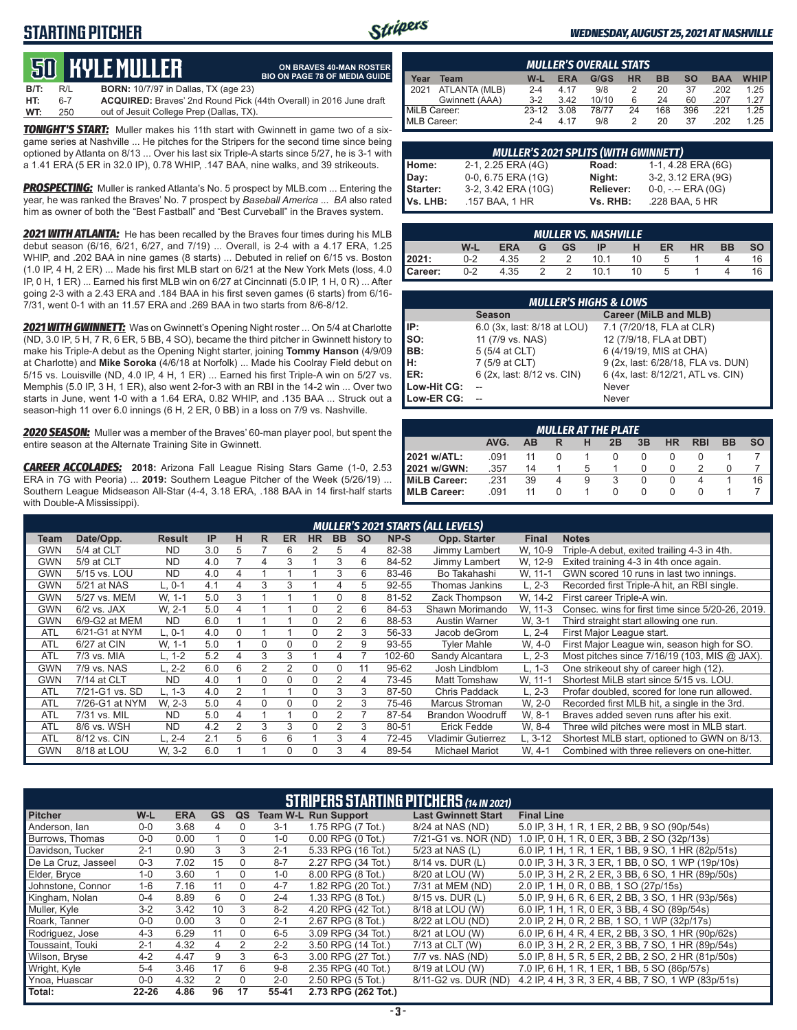## STARTING PITCHER

# 50 KYLE MULLER

**ON BRAVES 40-MAN ROSTER**
**BIO ON PAGE 78 OF MEDIA GUIDE**

**B/T:** R/L **BORN:** 10/7/97 in Dallas, TX (age 23)
**HT:** 6-7 **ACQUIRED:** Braves' 2nd Round Pick (44th Overall) in 2016 June draft
**WT:** 250 out of Jesuit College Prep (Dallas, TX).

***TONIGHT'S START:*** Muller makes his 11th start with Gwinnett in game two of a six-game series at Nashville ... He pitches for the Stripers for the second time since being optioned by Atlanta on 8/13 ... Over his last six Triple-A starts since 5/27, he is 3-1 with a 1.41 ERA (5 ER in 32.0 IP), 0.78 WHIP, .147 BAA, nine walks, and 39 strikeouts.

***PROSPECTING:*** Muller is ranked Atlanta's No. 5 prospect by MLB.com ... Entering the year, he was ranked the Braves' No. 7 prospect by *Baseball America* ... *BA* also rated him as owner of both the "Best Fastball" and "Best Curveball" in the Braves system.

***2021 WITH ATLANTA:*** He has been recalled by the Braves four times during his MLB debut season (6/16, 6/21, 6/27, and 7/19) ... Overall, is 2-4 with a 4.17 ERA, 1.25 WHIP, and .202 BAA in nine games (8 starts) ... Debuted in relief on 6/15 vs. Boston (1.0 IP, 4 H, 2 ER) ... Made his first MLB start on 6/21 at the New York Mets (loss, 4.0 IP, 0 H, 1 ER) ... Earned his first MLB win on 6/27 at Cincinnati (5.0 IP, 1 H, 0 R) ... After going 2-3 with a 2.43 ERA and .184 BAA in his first seven games (6 starts) from 6/16-7/31, went 0-1 with an 11.57 ERA and .269 BAA in two starts from 8/6-8/12.

***2021 WITH GWINNETT:*** Was on Gwinnett's Opening Night roster ... On 5/4 at Charlotte (ND, 3.0 IP, 5 H, 7 R, 6 ER, 5 BB, 4 SO), became the third pitcher in Gwinnett history to make his Triple-A debut as the Opening Night starter, joining **Tommy Hanson** (4/9/09 at Charlotte) and **Mike Soroka** (4/6/18 at Norfolk) ... Made his Coolray Field debut on 5/15 vs. Louisville (ND, 4.0 IP, 4 H, 1 ER) ... Earned his first Triple-A win on 5/27 vs. Memphis (5.0 IP, 3 H, 1 ER), also went 2-for-3 with an RBI in the 14-2 win ... Over two starts in June, went 1-0 with a 1.64 ERA, 0.82 WHIP, and .135 BAA ... Struck out a season-high 11 over 6.0 innings (6 H, 2 ER, 0 BB) in a loss on 7/9 vs. Nashville.

***2020 SEASON:*** Muller was a member of the Braves' 60-man player pool, but spent the entire season at the Alternate Training Site in Gwinnett.

***CAREER ACCOLADES:*** **2018:** Arizona Fall League Rising Stars Game (1-0, 2.53 ERA in 7G with Peoria) ... **2019:** Southern League Pitcher of the Week (5/26/19) ... Southern League Midseason All-Star (4-4, 3.18 ERA, .188 BAA in 14 first-half starts with Double-A Mississippi).

### MULLER'S OVERALL STATS

| Year | Team | W-L | ERA | G/GS | HR | BB | SO | BAA | WHIP |
|---|---|---|---|---|---|---|---|---|---|
| 2021 | ATLANTA (MLB) | 2-4 | 4.17 | 9/8 | 2 | 20 | 37 | .202 | 1.25 |
| | Gwinnett (AAA) | 3-2 | 3.42 | 10/10 | 6 | 24 | 60 | .207 | 1.27 |
| MiLB Career: | | 23-12 | 3.08 | 78/77 | 24 | 168 | 396 | .221 | 1.25 |
| MLB Career: | | 2-4 | 4.17 | 9/8 | 2 | 20 | 37 | .202 | 1.25 |

### MULLER'S 2021 SPLITS (WITH GWINNETT)

| | | | |
|---|---|---|---|
| Home: | 2-1, 2.25 ERA (4G) | Road: | 1-1, 4.28 ERA (6G) |
| Day: | 0-0, 6.75 ERA (1G) | Night: | 3-2, 3.12 ERA (9G) |
| Starter: | 3-2, 3.42 ERA (10G) | Reliever: | 0-0, -.-- ERA (0G) |
| Vs. LHB: | .157 BAA, 1 HR | Vs. RHB: | .228 BAA, 5 HR |

### MULLER VS. NASHVILLE

| | W-L | ERA | G | GS | IP | H | ER | HR | BB | SO |
|---|---|---|---|---|---|---|---|---|---|---|
| 2021: | 0-2 | 4.35 | 2 | 2 | 10.1 | 10 | 5 | 1 | 4 | 16 |
| Career: | 0-2 | 4.35 | 2 | 2 | 10.1 | 10 | 5 | 1 | 4 | 16 |

### MULLER'S HIGHS & LOWS

| | Season | Career (MiLB and MLB) |
|---|---|---|
| IP: | 6.0 (3x, last: 8/18 at LOU) | 7.1 (7/20/18, FLA at CLR) |
| SO: | 11 (7/9 vs. NAS) | 12 (7/9/18, FLA at DBT) |
| BB: | 5 (5/4 at CLT) | 6 (4/19/19, MIS at CHA) |
| H: | 7 (5/9 at CLT) | 9 (2x, last: 6/28/18, FLA vs. DUN) |
| ER: | 6 (2x, last: 8/12 vs. CIN) | 6 (4x, last: 8/12/21, ATL vs. CIN) |
| Low-Hit CG: | -- | Never |
| Low-ER CG: | -- | Never |

### MULLER AT THE PLATE

| | AVG. | AB | R | H | 2B | 3B | HR | RBI | BB | SO |
|---|---|---|---|---|---|---|---|---|---|---|
| 2021 w/ATL: | .091 | 11 | 0 | 1 | 0 | 0 | 0 | 0 | 1 | 7 |
| 2021 w/GWN: | .357 | 14 | 1 | 5 | 1 | 0 | 0 | 2 | 0 | 7 |
| MiLB Career: | .231 | 39 | 4 | 9 | 3 | 0 | 0 | 4 | 1 | 16 |
| MLB Career: | .091 | 11 | 0 | 1 | 0 | 0 | 0 | 0 | 1 | 7 |

### MULLER'S 2021 STARTS (ALL LEVELS)

| Team | Date/Opp. | Result | IP | H | R | ER | HR | BB | SO | NP-S | Opp. Starter | Final | Notes |
|---|---|---|---|---|---|---|---|---|---|---|---|---|---|
| GWN | 5/4 at CLT | ND | 3.0 | 5 | 7 | 6 | 2 | 5 | 4 | 82-38 | Jimmy Lambert | W, 10-9 | Triple-A debut, exited trailing 4-3 in 4th. |
| GWN | 5/9 at CLT | ND | 4.0 | 7 | 4 | 3 | 1 | 3 | 6 | 84-52 | Jimmy Lambert | W, 12-9 | Exited training 4-3 in 4th once again. |
| GWN | 5/15 vs. LOU | ND | 4.0 | 4 | 1 | 1 | 1 | 3 | 6 | 83-46 | Bo Takahashi | W, 11-1 | GWN scored 10 runs in last two innings. |
| GWN | 5/21 at NAS | L, 0-1 | 4.1 | 4 | 3 | 3 | 1 | 4 | 5 | 92-55 | Thomas Jankins | L, 2-3 | Recorded first Triple-A hit, an RBI single. |
| GWN | 5/27 vs. MEM | W, 1-1 | 5.0 | 3 | 1 | 1 | 1 | 0 | 8 | 81-52 | Zack Thompson | W, 14-2 | First career Triple-A win. |
| GWN | 6/2 vs. JAX | W, 2-1 | 5.0 | 4 | 1 | 1 | 0 | 2 | 6 | 84-53 | Shawn Morimando | W, 11-3 | Consec. wins for first time since 5/20-26, 2019. |
| GWN | 6/9-G2 at MEM | ND | 6.0 | 1 | 1 | 1 | 0 | 2 | 6 | 88-53 | Austin Warner | W, 3-1 | Third straight start allowing one run. |
| ATL | 6/21-G1 at NYM | L, 0-1 | 4.0 | 0 | 1 | 1 | 0 | 2 | 3 | 56-33 | Jacob deGrom | L, 2-4 | First Major League start. |
| ATL | 6/27 at CIN | W, 1-1 | 5.0 | 1 | 0 | 0 | 0 | 2 | 9 | 93-55 | Tyler Mahle | W, 4-0 | First Major League win, season high for SO. |
| ATL | 7/3 vs. MIA | L, 1-2 | 5.2 | 4 | 3 | 3 | 1 | 4 | 7 | 102-60 | Sandy Alcantara | L, 2-3 | Most pitches since 7/16/19 (103, MIS @ JAX). |
| GWN | 7/9 vs. NAS | L, 2-2 | 6.0 | 6 | 2 | 2 | 0 | 0 | 11 | 95-62 | Josh Lindblom | L, 1-3 | One strikeout shy of career high (12). |
| GWN | 7/14 at CLT | ND | 4.0 | 1 | 0 | 0 | 0 | 2 | 4 | 73-45 | Matt Tomshaw | W, 11-1 | Shortest MiLB start since 5/15 vs. LOU. |
| ATL | 7/21-G1 vs. SD | L, 1-3 | 4.0 | 2 | 1 | 1 | 0 | 3 | 3 | 87-50 | Chris Paddack | L, 2-3 | Profar doubled, scored for lone run allowed. |
| ATL | 7/26-G1 at NYM | W, 2-3 | 5.0 | 4 | 0 | 0 | 0 | 2 | 3 | 75-46 | Marcus Stroman | W, 2-0 | Recorded first MLB hit, a single in the 3rd. |
| ATL | 7/31 vs. MIL | ND | 5.0 | 4 | 1 | 1 | 0 | 2 | 7 | 87-54 | Brandon Woodruff | W, 8-1 | Braves added seven runs after his exit. |
| ATL | 8/6 vs. WSH | ND | 4.2 | 2 | 3 | 3 | 0 | 2 | 3 | 80-51 | Erick Fedde | W, 8-4 | Three wild pitches were most in MLB start. |
| ATL | 8/12 vs. CIN | L, 2-4 | 2.1 | 5 | 6 | 6 | 1 | 3 | 4 | 72-45 | Vladimir Gutierrez | L, 3-12 | Shortest MLB start, optioned to GWN on 8/13. |
| GWN | 8/18 at LOU | W, 3-2 | 6.0 | 1 | 1 | 0 | 0 | 3 | 4 | 89-54 | Michael Mariot | W, 4-1 | Combined with three relievers on one-hitter. |

### STRIPERS STARTING PITCHERS (14 IN 2021)

| Pitcher | W-L | ERA | GS | QS | Team W-L | Run Support | Last Gwinnett Start | Final Line |
|---|---|---|---|---|---|---|---|---|
| Anderson, Ian | 0-0 | 3.68 | 4 | 0 | 3-1 | 1.75 RPG (7 Tot.) | 8/24 at NAS (ND) | 5.0 IP, 3 H, 1 R, 1 ER, 2 BB, 9 SO (90p/54s) |
| Burrows, Thomas | 0-0 | 0.00 | 1 | 0 | 1-0 | 0.00 RPG (0 Tot.) | 7/21-G1 vs. NOR (ND) | 1.0 IP, 0 H, 1 R, 0 ER, 3 BB, 2 SO (32p/13s) |
| Davidson, Tucker | 2-1 | 0.90 | 3 | 3 | 2-1 | 5.33 RPG (16 Tot.) | 5/23 at NAS (L) | 6.0 IP, 1 H, 1 R, 1 ER, 1 BB, 9 SO, 1 HR (82p/51s) |
| De La Cruz, Jasseel | 0-3 | 7.02 | 15 | 0 | 8-7 | 2.27 RPG (34 Tot.) | 8/14 vs. DUR (L) | 0.0 IP, 3 H, 3 R, 3 ER, 1 BB, 0 SO, 1 WP (19p/10s) |
| Elder, Bryce | 1-0 | 3.60 | 1 | 0 | 1-0 | 8.00 RPG (8 Tot.) | 8/20 at LOU (W) | 5.0 IP, 3 H, 2 R, 2 ER, 3 BB, 6 SO, 1 HR (89p/50s) |
| Johnstone, Connor | 1-6 | 7.16 | 11 | 0 | 4-7 | 1.82 RPG (20 Tot.) | 7/31 at MEM (ND) | 2.0 IP, 1 H, 0 R, 0 BB, 1 SO (27p/15s) |
| Kingham, Nolan | 0-4 | 8.89 | 6 | 0 | 2-4 | 1.33 RPG (8 Tot.) | 8/15 vs. DUR (L) | 5.0 IP, 9 H, 6 R, 6 ER, 2 BB, 3 SO, 1 HR (93p/56s) |
| Muller, Kyle | 3-2 | 3.42 | 10 | 3 | 8-2 | 4.20 RPG (42 Tot.) | 8/18 at LOU (W) | 6.0 IP, 1 H, 1 R, 0 ER, 3 BB, 4 SO (89p/54s) |
| Roark, Tanner | 0-0 | 0.00 | 3 | 0 | 2-1 | 2.67 RPG (8 Tot.) | 8/22 at LOU (ND) | 2.0 IP, 2 H, 0 R, 2 BB, 1 SO, 1 WP (32p/17s) |
| Rodriguez, Jose | 4-3 | 6.29 | 11 | 0 | 6-5 | 3.09 RPG (34 Tot.) | 8/21 at LOU (W) | 6.0 IP, 6 H, 4 R, 4 ER, 2 BB, 3 SO, 1 HR (90p/62s) |
| Toussaint, Touki | 2-1 | 4.32 | 4 | 2 | 2-2 | 3.50 RPG (14 Tot.) | 7/13 at CLT (W) | 6.0 IP, 3 H, 2 R, 2 ER, 3 BB, 7 SO, 1 HR (89p/54s) |
| Wilson, Bryse | 4-2 | 4.47 | 9 | 3 | 6-3 | 3.00 RPG (27 Tot.) | 7/7 vs. NAS (ND) | 5.0 IP, 8 H, 5 R, 5 ER, 2 BB, 2 SO, 2 HR (81p/50s) |
| Wright, Kyle | 5-4 | 3.46 | 17 | 6 | 9-8 | 2.35 RPG (40 Tot.) | 8/19 at LOU (W) | 7.0 IP, 6 H, 1 R, 1 ER, 1 BB, 5 SO (86p/57s) |
| Ynoa, Huascar | 0-0 | 4.32 | 2 | 0 | 2-0 | 2.50 RPG (5 Tot.) | 8/11-G2 vs. DUR (ND) | 4.2 IP, 4 H, 3 R, 3 ER, 4 BB, 7 SO, 1 WP (83p/51s) |
| Total: | 22-26 | 4.86 | 96 | 17 | 55-41 | 2.73 RPG (262 Tot.) | | |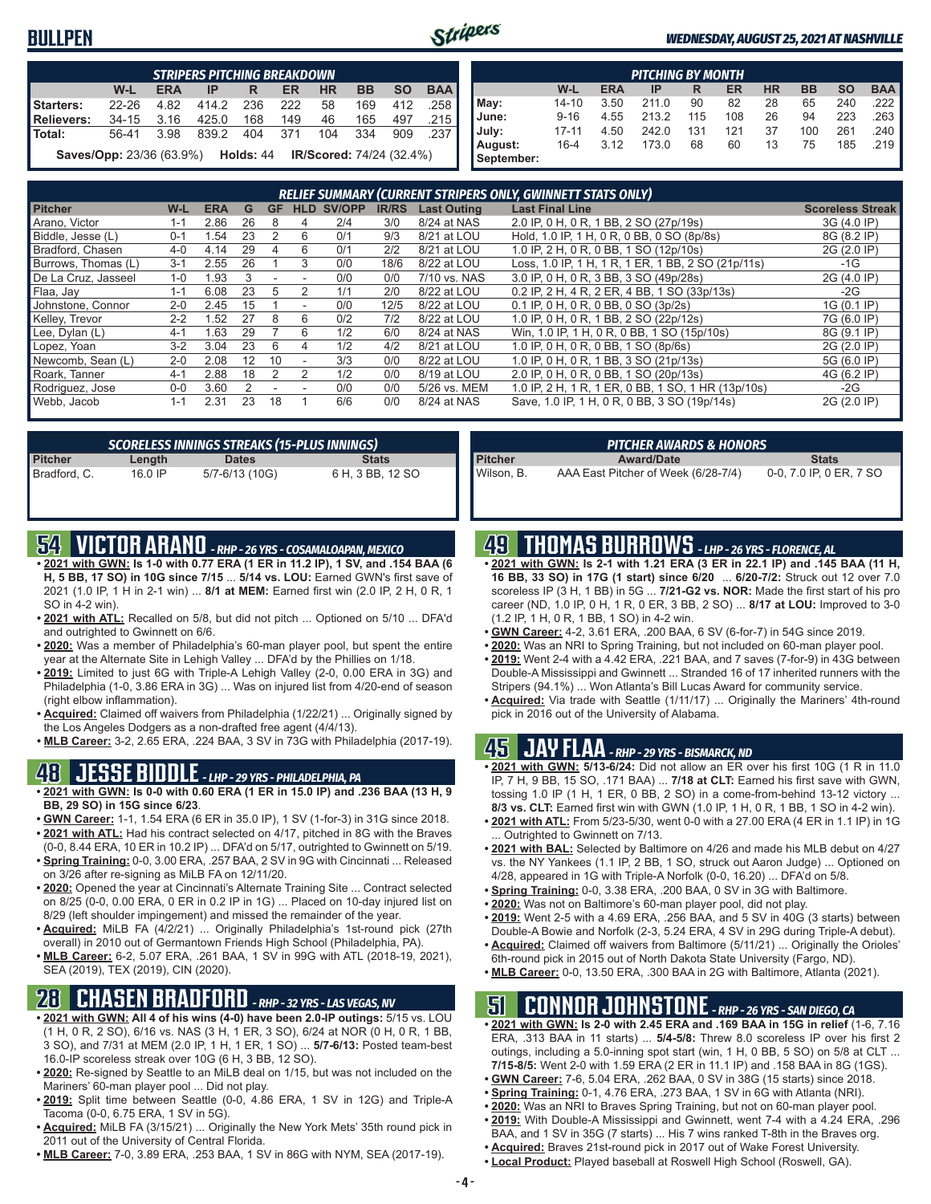# BULLPEN

*WEDNESDAY, AUGUST 25, 2021 AT NASHVILLE*

### STRIPERS PITCHING BREAKDOWN

| | W-L | ERA | IP | R | ER | HR | BB | SO | BAA |
|---|---|---|---|---|---|---|---|---|---|
| Starters: | 22-26 | 4.82 | 414.2 | 236 | 222 | 58 | 169 | 412 | .258 |
| Relievers: | 34-15 | 3.16 | 425.0 | 168 | 149 | 46 | 165 | 497 | .215 |
| Total: | 56-41 | 3.98 | 839.2 | 404 | 371 | 104 | 334 | 909 | .237 |

**Saves/Opp:** 23/36 (63.9%) **Holds:** 44 **IR/Scored:** 74/24 (32.4%)

### PITCHING BY MONTH

| | W-L | ERA | IP | R | ER | HR | BB | SO | BAA |
|---|---|---|---|---|---|---|---|---|---|
| May: | 14-10 | 3.50 | 211.0 | 90 | 82 | 28 | 65 | 240 | .222 |
| June: | 9-16 | 4.55 | 213.2 | 115 | 108 | 26 | 94 | 223 | .263 |
| July: | 17-11 | 4.50 | 242.0 | 131 | 121 | 37 | 100 | 261 | .240 |
| August: | 16-4 | 3.12 | 173.0 | 68 | 60 | 13 | 75 | 185 | .219 |
| September: | | | | | | | | | |

### RELIEF SUMMARY (CURRENT STRIPERS ONLY, GWINNETT STATS ONLY)

| Pitcher | W-L | ERA | G | GF | HLD | SV/OPP | IR/RS | Last Outing | Last Final Line | Scoreless Streak |
|---|---|---|---|---|---|---|---|---|---|---|
| Arano, Victor | 1-1 | 2.86 | 26 | 8 | 4 | 2/4 | 3/0 | 8/24 at NAS | 2.0 IP, 0 H, 0 R, 1 BB, 2 SO (27p/19s) | 3G (4.0 IP) |
| Biddle, Jesse (L) | 0-1 | 1.54 | 23 | 2 | 6 | 0/1 | 9/3 | 8/21 at LOU | Hold, 1.0 IP, 1 H, 0 R, 0 BB, 0 SO (8p/8s) | 8G (8.2 IP) |
| Bradford, Chasen | 4-0 | 4.14 | 29 | 4 | 6 | 0/1 | 2/2 | 8/21 at LOU | 1.0 IP, 2 H, 0 R, 0 BB, 1 SO (12p/10s) | 2G (2.0 IP) |
| Burrows, Thomas (L) | 3-1 | 2.55 | 26 | 1 | 3 | 0/0 | 18/6 | 8/22 at LOU | Loss, 1.0 IP, 1 H, 1 R, 1 ER, 1 BB, 2 SO (21p/11s) | -1G |
| De La Cruz, Jasseel | 1-0 | 1.93 | 3 | - | - | 0/0 | 0/0 | 7/10 vs. NAS | 3.0 IP, 0 H, 0 R, 3 BB, 3 SO (49p/28s) | 2G (4.0 IP) |
| Flaa, Jay | 1-1 | 6.08 | 23 | 5 | 2 | 1/1 | 2/0 | 8/22 at LOU | 0.2 IP, 2 H, 4 R, 2 ER, 4 BB, 1 SO (33p/13s) | -2G |
| Johnstone, Connor | 2-0 | 2.45 | 15 | 1 | - | 0/0 | 12/5 | 8/22 at LOU | 0.1 IP, 0 H, 0 R, 0 BB, 0 SO (3p/2s) | 1G (0.1 IP) |
| Kelley, Trevor | 2-2 | 1.52 | 27 | 8 | 6 | 0/2 | 7/2 | 8/22 at LOU | 1.0 IP, 0 H, 0 R, 1 BB, 2 SO (22p/12s) | 7G (6.0 IP) |
| Lee, Dylan (L) | 4-1 | 1.63 | 29 | 7 | 6 | 1/2 | 6/0 | 8/24 at NAS | Win, 1.0 IP, 1 H, 0 R, 0 BB, 1 SO (15p/10s) | 8G (9.1 IP) |
| Lopez, Yoan | 3-2 | 3.04 | 23 | 6 | 4 | 1/2 | 4/2 | 8/21 at LOU | 1.0 IP, 0 H, 0 R, 0 BB, 1 SO (8p/6s) | 2G (2.0 IP) |
| Newcomb, Sean (L) | 2-0 | 2.08 | 12 | 10 | - | 3/3 | 0/0 | 8/22 at LOU | 1.0 IP, 0 H, 0 R, 1 BB, 3 SO (21p/13s) | 5G (6.0 IP) |
| Roark, Tanner | 4-1 | 2.88 | 18 | 2 | 2 | 1/2 | 0/0 | 8/19 at LOU | 2.0 IP, 0 H, 0 R, 0 BB, 1 SO (20p/13s) | 4G (6.2 IP) |
| Rodriguez, Jose | 0-0 | 3.60 | 2 | - | - | 0/0 | 0/0 | 5/26 vs. MEM | 1.0 IP, 2 H, 1 R, 1 ER, 0 BB, 1 SO, 1 HR (13p/10s) | -2G |
| Webb, Jacob | 1-1 | 2.31 | 23 | 18 | 1 | 6/6 | 0/0 | 8/24 at NAS | Save, 1.0 IP, 1 H, 0 R, 0 BB, 3 SO (19p/14s) | 2G (2.0 IP) |

### SCORELESS INNINGS STREAKS (15-PLUS INNINGS)

| Pitcher | Length | Dates | Stats |
|---|---|---|---|
| Bradford, C. | 16.0 IP | 5/7-6/13 (10G) | 6 H, 3 BB, 12 SO |

### PITCHER AWARDS & HONORS

| Pitcher | Award/Date | Stats |
|---|---|---|
| Wilson, B. | AAA East Pitcher of the Week (6/28-7/4) | 0-0, 7.0 IP, 0 ER, 7 SO |

## 54 VICTOR ARANO - RHP - 26 YRS - COSAMALOAPAN, MEXICO

- **2021 with GWN: Is 1-0 with 0.77 ERA (1 ER in 11.2 IP), 1 SV, and .154 BAA (6 H, 5 BB, 17 SO) in 10G since 7/15** ... **5/14 vs. LOU:** Earned GWN's first save of 2021 (1.0 IP, 1 H in 2-1 win) ... **8/1 at MEM:** Earned first win (2.0 IP, 2 H, 0 R, 1 SO in 4-2 win).
- **2021 with ATL:** Recalled on 5/8, but did not pitch ... Optioned on 5/10 ... DFA'd and outrighted to Gwinnett on 6/6.
- **2020:** Was a member of Philadelphia's 60-man player pool, but spent the entire year at the Alternate Site in Lehigh Valley ... DFA'd by the Phillies on 1/18.
- **2019:** Limited to just 6G with Triple-A Lehigh Valley (2-0, 0.00 ERA in 3G) and Philadelphia (1-0, 3.86 ERA in 3G) ... Was on injured list from 4/20-end of season (right elbow inflammation).
- **Acquired:** Claimed off waivers from Philadelphia (1/22/21) ... Originally signed by the Los Angeles Dodgers as a non-drafted free agent (4/4/13).
- **MLB Career:** 3-2, 2.65 ERA, .224 BAA, 3 SV in 73G with Philadelphia (2017-19).

## 48 JESSE BIDDLE - LHP - 29 YRS - PHILADELPHIA, PA

- **2021 with GWN: Is 0-0 with 0.60 ERA (1 ER in 15.0 IP) and .236 BAA (13 H, 9 BB, 29 SO) in 15G since 6/23**.
- **GWN Career:** 1-1, 1.54 ERA (6 ER in 35.0 IP), 1 SV (1-for-3) in 31G since 2018.
- **2021 with ATL:** Had his contract selected on 4/17, pitched in 8G with the Braves (0-0, 8.44 ERA, 10 ER in 10.2 IP) ... DFA'd on 5/17, outrighted to Gwinnett on 5/19.
- **Spring Training:** 0-0, 3.00 ERA, .257 BAA, 2 SV in 9G with Cincinnati ... Released on 3/26 after re-signing as MiLB FA on 12/11/20.
- **2020:** Opened the year at Cincinnati's Alternate Training Site ... Contract selected on 8/25 (0-0, 0.00 ERA, 0 ER in 0.2 IP in 1G) ... Placed on 10-day injured list on 8/29 (left shoulder impingement) and missed the remainder of the year.
- **Acquired:** MiLB FA (4/2/21) ... Originally Philadelphia's 1st-round pick (27th overall) in 2010 out of Germantown Friends High School (Philadelphia, PA).
- **MLB Career:** 6-2, 5.07 ERA, .261 BAA, 1 SV in 99G with ATL (2018-19, 2021), SEA (2019), TEX (2019), CIN (2020).

## 28 CHASEN BRADFORD - RHP - 32 YRS - LAS VEGAS, NV

- **2021 with GWN: All 4 of his wins (4-0) have been 2.0-IP outings:** 5/15 vs. LOU (1 H, 0 R, 2 SO), 6/16 vs. NAS (3 H, 1 ER, 3 SO), 6/24 at NOR (0 H, 0 R, 1 BB, 3 SO), and 7/31 at MEM (2.0 IP, 1 H, 1 ER, 1 SO) ... **5/7-6/13:** Posted team-best 16.0-IP scoreless streak over 10G (6 H, 3 BB, 12 SO).
- **2020:** Re-signed by Seattle to an MiLB deal on 1/15, but was not included on the Mariners' 60-man player pool ... Did not play.
- **2019:** Split time between Seattle (0-0, 4.86 ERA, 1 SV in 12G) and Triple-A Tacoma (0-0, 6.75 ERA, 1 SV in 5G).
- **Acquired:** MiLB FA (3/15/21) ... Originally the New York Mets' 35th round pick in 2011 out of the University of Central Florida.
- **MLB Career:** 7-0, 3.89 ERA, .253 BAA, 1 SV in 86G with NYM, SEA (2017-19).

## 49 THOMAS BURROWS - LHP - 26 YRS - FLORENCE, AL

- **2021 with GWN: Is 2-1 with 1.21 ERA (3 ER in 22.1 IP) and .145 BAA (11 H, 16 BB, 33 SO) in 17G (1 start) since 6/20** ... **6/20-7/2:** Struck out 12 over 7.0 scoreless IP (3 H, 1 BB) in 5G ... **7/21-G2 vs. NOR:** Made the first start of his pro career (ND, 1.0 IP, 0 H, 1 R, 0 ER, 3 BB, 2 SO) ... **8/17 at LOU:** Improved to 3-0 (1.2 IP, 1 H, 0 R, 1 BB, 1 SO) in 4-2 win.
- **GWN Career:** 4-2, 3.61 ERA, .200 BAA, 6 SV (6-for-7) in 54G since 2019.
- **2020:** Was an NRI to Spring Training, but not included on 60-man player pool.
- **2019:** Went 2-4 with a 4.42 ERA, .221 BAA, and 7 saves (7-for-9) in 43G between Double-A Mississippi and Gwinnett ... Stranded 16 of 17 inherited runners with the Stripers (94.1%) ... Won Atlanta's Bill Lucas Award for community service.
- **Acquired:** Via trade with Seattle (1/11/17) ... Originally the Mariners' 4th-round pick in 2016 out of the University of Alabama.

## 45 JAY FLAA - RHP - 29 YRS - BISMARCK, ND

- **2021 with GWN: 5/13-6/24:** Did not allow an ER over his first 10G (1 R in 11.0 IP, 7 H, 9 BB, 15 SO, .171 BAA) ... **7/18 at CLT:** Earned his first save with GWN, tossing 1.0 IP (1 H, 1 ER, 0 BB, 2 SO) in a come-from-behind 13-12 victory ... **8/3 vs. CLT:** Earned first win with GWN (1.0 IP, 1 H, 0 R, 1 BB, 1 SO in 4-2 win).
- **2021 with ATL:** From 5/23-5/30, went 0-0 with a 27.00 ERA (4 ER in 1.1 IP) in 1G ... Outrighted to Gwinnett on 7/13.
- **2021 with BAL:** Selected by Baltimore on 4/26 and made his MLB debut on 4/27 vs. the NY Yankees (1.1 IP, 2 BB, 1 SO, struck out Aaron Judge) ... Optioned on 4/28, appeared in 1G with Triple-A Norfolk (0-0, 16.20) ... DFA'd on 5/8.
- **Spring Training:** 0-0, 3.38 ERA, .200 BAA, 0 SV in 3G with Baltimore.
- **2020:** Was not on Baltimore's 60-man player pool, did not play.
- **2019:** Went 2-5 with a 4.69 ERA, .256 BAA, and 5 SV in 40G (3 starts) between Double-A Bowie and Norfolk (2-3, 5.24 ERA, 4 SV in 29G during Triple-A debut).
- **Acquired:** Claimed off waivers from Baltimore (5/11/21) ... Originally the Orioles' 6th-round pick in 2015 out of North Dakota State University (Fargo, ND).
- **MLB Career:** 0-0, 13.50 ERA, .300 BAA in 2G with Baltimore, Atlanta (2021).

## 51 CONNOR JOHNSTONE - RHP - 26 YRS - SAN DIEGO, CA

- **2021 with GWN: Is 2-0 with 2.45 ERA and .169 BAA in 15G in relief** (1-6, 7.16 ERA, .313 BAA in 11 starts) ... **5/4-5/8:** Threw 8.0 scoreless IP over his first 2 outings, including a 5.0-inning spot start (win, 1 H, 0 BB, 5 SO) on 5/8 at CLT ... **7/15-8/5:** Went 2-0 with 1.59 ERA (2 ER in 11.1 IP) and .158 BAA in 8G (1GS).
- **GWN Career:** 7-6, 5.04 ERA, .262 BAA, 0 SV in 38G (15 starts) since 2018.
- **Spring Training:** 0-1, 4.76 ERA, .273 BAA, 1 SV in 6G with Atlanta (NRI).
- **2020:** Was an NRI to Braves Spring Training, but not on 60-man player pool.
- **2019:** With Double-A Mississippi and Gwinnett, went 7-4 with a 4.24 ERA, .296 BAA, and 1 SV in 35G (7 starts) ... His 7 wins ranked T-8th in the Braves org.
- **Acquired:** Braves 21st-round pick in 2017 out of Wake Forest University.
- **Local Product:** Played baseball at Roswell High School (Roswell, GA).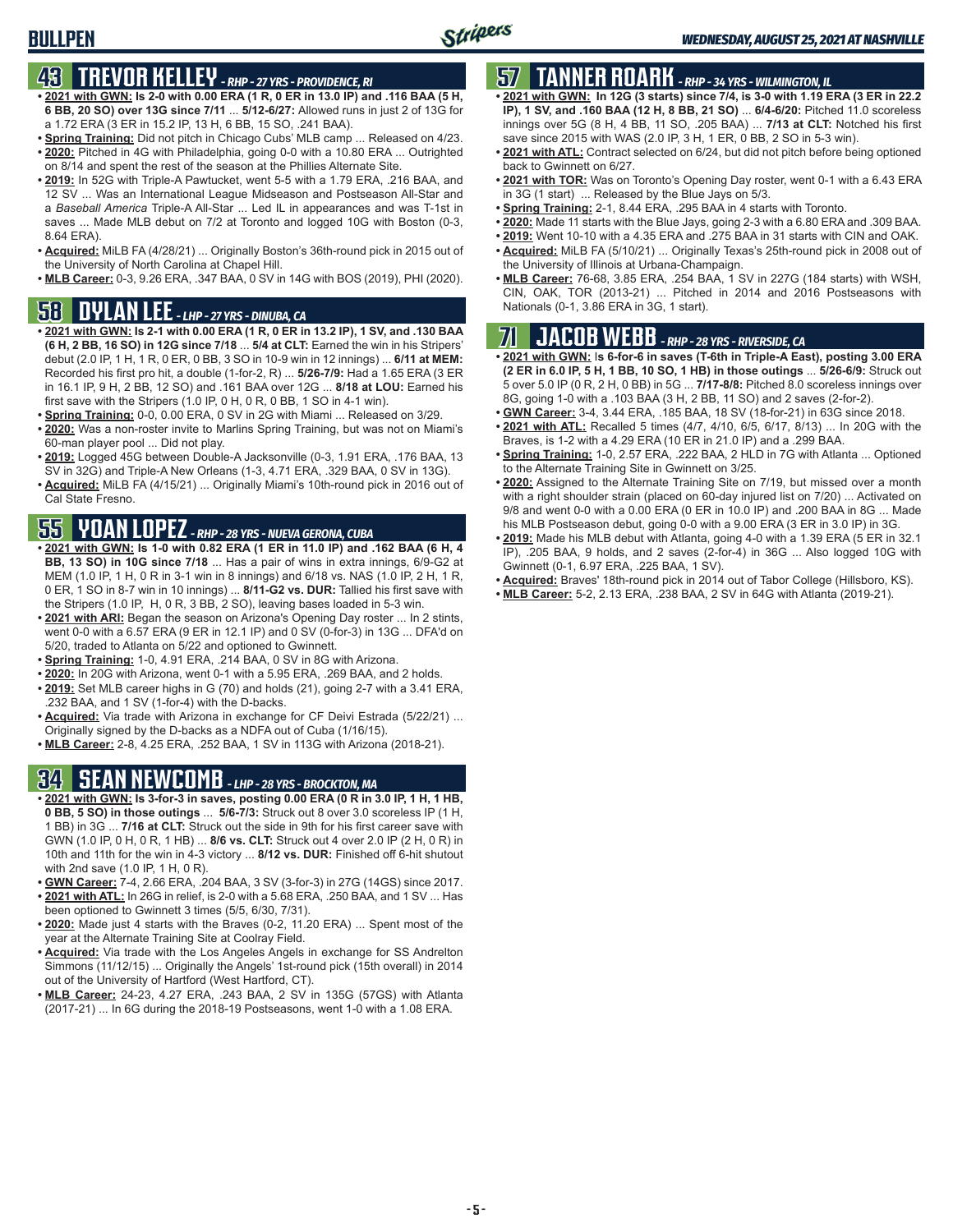# BULLPEN

*WEDNESDAY, AUGUST 25, 2021 AT NASHVILLE*

## 43 TREVOR KELLEY - *RHP - 27 YRS - PROVIDENCE, RI*

- **2021 with GWN: Is 2-0 with 0.00 ERA (1 R, 0 ER in 13.0 IP) and .116 BAA (5 H, 6 BB, 20 SO) over 13G since 7/11** ... **5/12-6/27:** Allowed runs in just 2 of 13G for a 1.72 ERA (3 ER in 15.2 IP, 13 H, 6 BB, 15 SO, .241 BAA).
- **Spring Training:** Did not pitch in Chicago Cubs' MLB camp ... Released on 4/23.
- **2020:** Pitched in 4G with Philadelphia, going 0-0 with a 10.80 ERA ... Outrighted on 8/14 and spent the rest of the season at the Phillies Alternate Site.
- **2019:** In 52G with Triple-A Pawtucket, went 5-5 with a 1.79 ERA, .216 BAA, and 12 SV ... Was an International League Midseason and Postseason All-Star and a *Baseball America* Triple-A All-Star ... Led IL in appearances and was T-1st in saves ... Made MLB debut on 7/2 at Toronto and logged 10G with Boston (0-3, 8.64 ERA).
- **Acquired:** MiLB FA (4/28/21) ... Originally Boston's 36th-round pick in 2015 out of the University of North Carolina at Chapel Hill.
- **MLB Career:** 0-3, 9.26 ERA, .347 BAA, 0 SV in 14G with BOS (2019), PHI (2020).

## 58 DYLAN LEE - *LHP - 27 YRS - DINUBA, CA*

- **2021 with GWN: Is 2-1 with 0.00 ERA (1 R, 0 ER in 13.2 IP), 1 SV, and .130 BAA (6 H, 2 BB, 16 SO) in 12G since 7/18** ... **5/4 at CLT:** Earned the win in his Stripers' debut (2.0 IP, 1 H, 1 R, 0 ER, 0 BB, 3 SO in 10-9 win in 12 innings) ... **6/11 at MEM:** Recorded his first pro hit, a double (1-for-2, R) ... **5/26-7/9:** Had a 1.65 ERA (3 ER in 16.1 IP, 9 H, 2 BB, 12 SO) and .161 BAA over 12G ... **8/18 at LOU:** Earned his first save with the Stripers (1.0 IP, 0 H, 0 R, 0 BB, 1 SO in 4-1 win).
- **Spring Training:** 0-0, 0.00 ERA, 0 SV in 2G with Miami ... Released on 3/29.
- **2020:** Was a non-roster invite to Marlins Spring Training, but was not on Miami's 60-man player pool ... Did not play.
- **2019:** Logged 45G between Double-A Jacksonville (0-3, 1.91 ERA, .176 BAA, 13 SV in 32G) and Triple-A New Orleans (1-3, 4.71 ERA, .329 BAA, 0 SV in 13G).
- **Acquired:** MiLB FA (4/15/21) ... Originally Miami's 10th-round pick in 2016 out of Cal State Fresno.

## 55 YOAN LOPEZ - *RHP - 28 YRS - NUEVA GERONA, CUBA*

- **2021 with GWN: Is 1-0 with 0.82 ERA (1 ER in 11.0 IP) and .162 BAA (6 H, 4 BB, 13 SO) in 10G since 7/18** ... Has a pair of wins in extra innings, 6/9-G2 at MEM (1.0 IP, 1 H, 0 R in 3-1 win in 8 innings) and 6/18 vs. NAS (1.0 IP, 2 H, 1 R, 0 ER, 1 SO in 8-7 win in 10 innings) ... **8/11-G2 vs. DUR:** Tallied his first save with the Stripers (1.0 IP, H, 0 R, 3 BB, 2 SO), leaving bases loaded in 5-3 win.
- **2021 with ARI:** Began the season on Arizona's Opening Day roster ... In 2 stints, went 0-0 with a 6.57 ERA (9 ER in 12.1 IP) and 0 SV (0-for-3) in 13G ... DFA'd on 5/20, traded to Atlanta on 5/22 and optioned to Gwinnett.
- **Spring Training:** 1-0, 4.91 ERA, .214 BAA, 0 SV in 8G with Arizona.
- **2020:** In 20G with Arizona, went 0-1 with a 5.95 ERA, .269 BAA, and 2 holds.
- **2019:** Set MLB career highs in G (70) and holds (21), going 2-7 with a 3.41 ERA, .232 BAA, and 1 SV (1-for-4) with the D-backs.
- **Acquired:** Via trade with Arizona in exchange for CF Deivi Estrada (5/22/21) ... Originally signed by the D-backs as a NDFA out of Cuba (1/16/15).
- **MLB Career:** 2-8, 4.25 ERA, .252 BAA, 1 SV in 113G with Arizona (2018-21).

## 34 SEAN NEWCOMB - *LHP - 28 YRS - BROCKTON, MA*

- **2021 with GWN: Is 3-for-3 in saves, posting 0.00 ERA (0 R in 3.0 IP, 1 H, 1 HB, 0 BB, 5 SO) in those outings** ... **5/6-7/3:** Struck out 8 over 3.0 scoreless IP (1 H, 1 BB) in 3G ... **7/16 at CLT:** Struck out the side in 9th for his first career save with GWN (1.0 IP, 0 H, 0 R, 1 HB) ... **8/6 vs. CLT:** Struck out 4 over 2.0 IP (2 H, 0 R) in 10th and 11th for the win in 4-3 victory ... **8/12 vs. DUR:** Finished off 6-hit shutout with 2nd save (1.0 IP, 1 H, 0 R).
- **GWN Career:** 7-4, 2.66 ERA, .204 BAA, 3 SV (3-for-3) in 27G (14GS) since 2017.
- **2021 with ATL:** In 26G in relief, is 2-0 with a 5.68 ERA, .250 BAA, and 1 SV ... Has been optioned to Gwinnett 3 times (5/5, 6/30, 7/31).
- **2020:** Made just 4 starts with the Braves (0-2, 11.20 ERA) ... Spent most of the year at the Alternate Training Site at Coolray Field.
- **Acquired:** Via trade with the Los Angeles Angels in exchange for SS Andrelton Simmons (11/12/15) ... Originally the Angels' 1st-round pick (15th overall) in 2014 out of the University of Hartford (West Hartford, CT).
- **MLB Career:** 24-23, 4.27 ERA, .243 BAA, 2 SV in 135G (57GS) with Atlanta (2017-21) ... In 6G during the 2018-19 Postseasons, went 1-0 with a 1.08 ERA.

## 57 TANNER ROARK - *RHP - 34 YRS - WILMINGTON, IL*

- **2021 with GWN: In 12G (3 starts) since 7/4, is 3-0 with 1.19 ERA (3 ER in 22.2 IP), 1 SV, and .160 BAA (12 H, 8 BB, 21 SO)** ... **6/4-6/20:** Pitched 11.0 scoreless innings over 5G (8 H, 4 BB, 11 SO, .205 BAA) ... **7/13 at CLT:** Notched his first save since 2015 with WAS (2.0 IP, 3 H, 1 ER, 0 BB, 2 SO in 5-3 win).
- **2021 with ATL:** Contract selected on 6/24, but did not pitch before being optioned back to Gwinnett on 6/27.
- **2021 with TOR:** Was on Toronto's Opening Day roster, went 0-1 with a 6.43 ERA in 3G (1 start) ... Released by the Blue Jays on 5/3.
- **Spring Training:** 2-1, 8.44 ERA, .295 BAA in 4 starts with Toronto.
- **2020:** Made 11 starts with the Blue Jays, going 2-3 with a 6.80 ERA and .309 BAA.
- **2019:** Went 10-10 with a 4.35 ERA and .275 BAA in 31 starts with CIN and OAK.
- **Acquired:** MiLB FA (5/10/21) ... Originally Texas's 25th-round pick in 2008 out of the University of Illinois at Urbana-Champaign.
- **MLB Career:** 76-68, 3.85 ERA, .254 BAA, 1 SV in 227G (184 starts) with WSH, CIN, OAK, TOR (2013-21) ... Pitched in 2014 and 2016 Postseasons with Nationals (0-1, 3.86 ERA in 3G, 1 start).

## 71 JACOB WEBB - *RHP - 28 YRS - RIVERSIDE, CA*

- **2021 with GWN:** I**s 6-for-6 in saves (T-6th in Triple-A East), posting 3.00 ERA (2 ER in 6.0 IP, 5 H, 1 BB, 10 SO, 1 HB) in those outings** ... **5/26-6/9:** Struck out 5 over 5.0 IP (0 R, 2 H, 0 BB) in 5G ... **7/17-8/8:** Pitched 8.0 scoreless innings over 8G, going 1-0 with a .103 BAA (3 H, 2 BB, 11 SO) and 2 saves (2-for-2).
- **GWN Career:** 3-4, 3.44 ERA, .185 BAA, 18 SV (18-for-21) in 63G since 2018.
- **2021 with ATL:** Recalled 5 times (4/7, 4/10, 6/5, 6/17, 8/13) ... In 20G with the Braves, is 1-2 with a 4.29 ERA (10 ER in 21.0 IP) and a .299 BAA.
- **Spring Training:** 1-0, 2.57 ERA, .222 BAA, 2 HLD in 7G with Atlanta ... Optioned to the Alternate Training Site in Gwinnett on 3/25.
- **2020:** Assigned to the Alternate Training Site on 7/19, but missed over a month with a right shoulder strain (placed on 60-day injured list on 7/20) ... Activated on 9/8 and went 0-0 with a 0.00 ERA (0 ER in 10.0 IP) and .200 BAA in 8G ... Made his MLB Postseason debut, going 0-0 with a 9.00 ERA (3 ER in 3.0 IP) in 3G.
- **2019:** Made his MLB debut with Atlanta, going 4-0 with a 1.39 ERA (5 ER in 32.1 IP), .205 BAA, 9 holds, and 2 saves (2-for-4) in 36G ... Also logged 10G with Gwinnett (0-1, 6.97 ERA, .225 BAA, 1 SV).
- **Acquired:** Braves' 18th-round pick in 2014 out of Tabor College (Hillsboro, KS).
- **MLB Career:** 5-2, 2.13 ERA, .238 BAA, 2 SV in 64G with Atlanta (2019-21).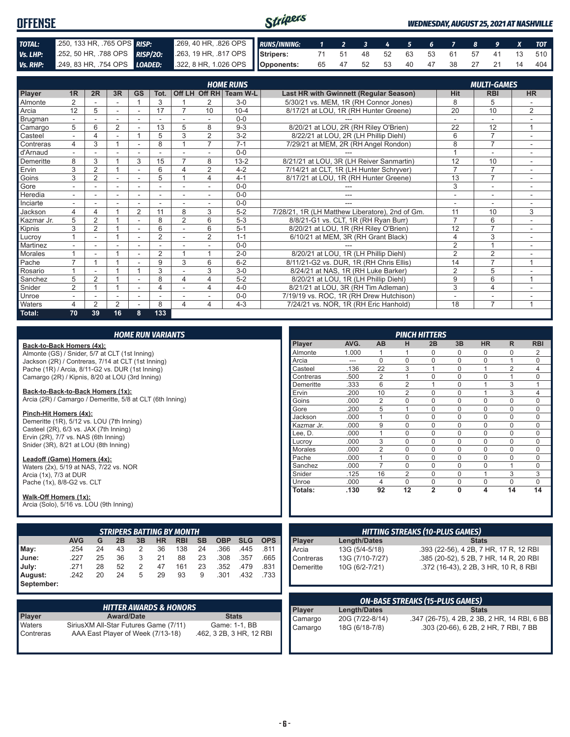# OFFENSE

*WEDNESDAY, AUGUST 25, 2021 AT NASHVILLE*

| TOTAL: | .250, 133 HR, .765 OPS | RISP: | .269, 40 HR, .826 OPS |
|---|---|---|---|
| Vs. LHP: | .252, 50 HR, .788 OPS | RISP/2O: | .263, 19 HR, .817 OPS |
| Vs. RHP: | .249, 83 HR, .754 OPS | LOADED: | .322, 8 HR, 1.026 OPS |

| RUNS/INNING: | 1 | 2 | 3 | 4 | 5 | 6 | 7 | 8 | 9 | X | TOT |
|---|---|---|---|---|---|---|---|---|---|---|---|
| Stripers: | 71 | 51 | 48 | 52 | 63 | 53 | 61 | 57 | 41 | 13 | 510 |
| Opponents: | 65 | 47 | 52 | 53 | 40 | 47 | 38 | 27 | 21 | 14 | 404 |

## HOME RUNS / MULTI-GAMES

| Player | 1R | 2R | 3R | GS | Tot. | Off LH | Off RH | Team W-L | Last HR with Gwinnett (Regular Season) | Hit | RBI | HR |
|---|---|---|---|---|---|---|---|---|---|---|---|---|
| Almonte | 2 | - | - | 1 | 3 | 1 | 2 | 3-0 | 5/30/21 vs. MEM, 1R (RH Connor Jones) | 8 | 5 | - |
| Arcia | 12 | 5 | - | - | 17 | 7 | 10 | 10-4 | 8/17/21 at LOU, 1R (RH Hunter Greene) | 20 | 10 | 2 |
| Brugman | - | - | - | - | - | - | - | 0-0 | --- | - | - | - |
| Camargo | 5 | 6 | 2 | - | 13 | 5 | 8 | 9-3 | 8/20/21 at LOU, 2R (RH Riley O'Brien) | 22 | 12 | 1 |
| Casteel | - | 4 | - | 1 | 5 | 3 | 2 | 3-2 | 8/22/21 at LOU, 2R (LH Phillip Diehl) | 6 | 7 | - |
| Contreras | 4 | 3 | 1 | - | 8 | 1 | 7 | 7-1 | 7/29/21 at MEM, 2R (RH Angel Rondon) | 8 | 7 | - |
| d'Arnaud | - | - | - | - | - | - | - | 0-0 | --- | 1 | - | - |
| Demeritte | 8 | 3 | 1 | 3 | 15 | 7 | 8 | 13-2 | 8/21/21 at LOU, 3R (LH Reiver Sanmartin) | 12 | 10 | - |
| Ervin | 3 | 2 | 1 | - | 6 | 4 | 2 | 4-2 | 7/14/21 at CLT, 1R (LH Hunter Schryver) | 7 | 7 | - |
| Goins | 3 | 2 | - | - | 5 | 1 | 4 | 4-1 | 8/17/21 at LOU, 1R (RH Hunter Greene) | 13 | 7 | - |
| Gore | - | - | - | - | - | - | - | 0-0 | --- | 3 | - | - |
| Heredia | - | - | - | - | - | - | - | 0-0 | --- | - | - | - |
| Inciarte | - | - | - | - | - | - | - | 0-0 | --- | - | - | - |
| Jackson | 4 | 4 | 1 | 2 | 11 | 8 | 3 | 5-2 | 7/28/21, 1R (LH Matthew Liberatore), 2nd of Gm. | 11 | 10 | 3 |
| Kazmar Jr. | 5 | 2 | 1 | - | 8 | 2 | 6 | 5-3 | 8/8/21-G1 vs. CLT, 1R (RH Ryan Burr) | 7 | 6 | - |
| Kipnis | 3 | 2 | 1 | - | 6 | - | 6 | 5-1 | 8/20/21 at LOU, 1R (RH Riley O'Brien) | 12 | 7 | - |
| Lucroy | 1 | - | 1 | - | 2 | - | 2 | 1-1 | 6/10/21 at MEM, 3R (RH Grant Black) | 4 | 3 | - |
| Martinez | - | - | - | - | - | - | - | 0-0 | --- | 2 | 1 | - |
| Morales | 1 | - | 1 | - | 2 | 1 | 1 | 2-0 | 8/20/21 at LOU, 1R (LH Phillip Diehl) | 2 | 2 | - |
| Pache | 7 | 1 | 1 | - | 9 | 3 | 6 | 6-2 | 8/11/21-G2 vs. DUR, 1R (RH Chris Ellis) | 14 | 7 | 1 |
| Rosario | 1 | - | 1 | 1 | 3 | - | 3 | 3-0 | 8/24/21 at NAS, 1R (RH Luke Barker) | 2 | 5 | - |
| Sanchez | 5 | 2 | 1 | - | 8 | 4 | 4 | 5-2 | 8/20/21 at LOU, 1R (LH Phillip Diehl) | 9 | 6 | 1 |
| Snider | 2 | 1 | 1 | - | 4 | - | 4 | 4-0 | 8/21/21 at LOU, 3R (RH Tim Adleman) | 3 | 4 | - |
| Unroe | - | - | - | - | - | - | - | 0-0 | 7/19/19 vs. ROC, 1R (RH Drew Hutchison) | - | - | - |
| Waters | 4 | 2 | 2 | - | 8 | 4 | 4 | 4-3 | 7/24/21 vs. NOR, 1R (RH Eric Hanhold) | 18 | 7 | 1 |
| Total: | 70 | 39 | 16 | 8 | 133 | | | | | | | |

## HOME RUN VARIANTS

**Back-to-Back Homers (4x):**
Almonte (GS) / Snider, 5/7 at CLT (1st Inning)
Jackson (2R) / Contreras, 7/14 at CLT (1st Inning)
Pache (1R) / Arcia, 8/11-G2 vs. DUR (1st Inning)
Camargo (2R) / Kipnis, 8/20 at LOU (3rd Inning)

**Back-to-Back-to-Back Homers (1x):**
Arcia (2R) / Camargo / Demeritte, 5/8 at CLT (6th Inning)

**Pinch-Hit Homers (4x):**
Demeritte (1R), 5/12 vs. LOU (7th Inning)
Casteel (2R), 6/3 vs. JAX (7th Inning)
Ervin (2R), 7/7 vs. NAS (6th Inning)
Snider (3R), 8/21 at LOU (8th Inning)

**Leadoff (Game) Homers (4x):**
Waters (2x), 5/19 at NAS, 7/22 vs. NOR
Arcia (1x), 7/3 at DUR
Pache (1x), 8/8-G2 vs. CLT

**Walk-Off Homers (1x):**
Arcia (Solo), 5/16 vs. LOU (9th Inning)

## PINCH HITTERS

| Player | AVG. | AB | H | 2B | 3B | HR | R | RBI |
|---|---|---|---|---|---|---|---|---|
| Almonte | 1.000 | 1 | 1 | 0 | 0 | 0 | 0 | 2 |
| Arcia | --- | 0 | 0 | 0 | 0 | 0 | 1 | 0 |
| Casteel | .136 | 22 | 3 | 1 | 0 | 1 | 2 | 4 |
| Contreras | .500 | 2 | 1 | 0 | 0 | 0 | 1 | 0 |
| Demeritte | .333 | 6 | 2 | 1 | 0 | 1 | 3 | 1 |
| Ervin | .200 | 10 | 2 | 0 | 0 | 1 | 3 | 4 |
| Goins | .000 | 2 | 0 | 0 | 0 | 0 | 0 | 0 |
| Gore | .200 | 5 | 1 | 0 | 0 | 0 | 0 | 0 |
| Jackson | .000 | 1 | 0 | 0 | 0 | 0 | 0 | 0 |
| Kazmar Jr. | .000 | 9 | 0 | 0 | 0 | 0 | 0 | 0 |
| Lee, D. | .000 | 1 | 0 | 0 | 0 | 0 | 0 | 0 |
| Lucroy | .000 | 3 | 0 | 0 | 0 | 0 | 0 | 0 |
| Morales | .000 | 2 | 0 | 0 | 0 | 0 | 0 | 0 |
| Pache | .000 | 1 | 0 | 0 | 0 | 0 | 0 | 0 |
| Sanchez | .000 | 7 | 0 | 0 | 0 | 0 | 1 | 0 |
| Snider | .125 | 16 | 2 | 0 | 0 | 1 | 3 | 3 |
| Unroe | .000 | 4 | 0 | 0 | 0 | 0 | 0 | 0 |
| Totals: | .130 | 92 | 12 | 2 | 0 | 4 | 14 | 14 |

## STRIPERS BATTING BY MONTH

| | AVG | G | 2B | 3B | HR | RBI | SB | OBP | SLG | OPS |
|---|---|---|---|---|---|---|---|---|---|---|
| May: | .254 | 24 | 43 | 2 | 36 | 138 | 24 | .366 | .445 | .811 |
| June: | .227 | 25 | 36 | 3 | 21 | 88 | 23 | .308 | .357 | .665 |
| July: | .271 | 28 | 52 | 2 | 47 | 161 | 23 | .352 | .479 | .831 |
| August: | .242 | 20 | 24 | 5 | 29 | 93 | 9 | .301 | .432 | .733 |
| September: | | | | | | | | | | |

## HITTING STREAKS (10-PLUS GAMES)

| Player | Length/Dates | Stats |
|---|---|---|
| Arcia | 13G (5/4-5/18) | .393 (22-56), 4 2B, 7 HR, 17 R, 12 RBI |
| Contreras | 13G (7/10-7/27) | .385 (20-52), 5 2B, 7 HR, 14 R, 20 RBI |
| Demeritte | 10G (6/2-7/21) | .372 (16-43), 2 2B, 3 HR, 10 R, 8 RBI |

## HITTER AWARDS & HONORS

| Player | Award/Date | Stats |
|---|---|---|
| Waters | SiriusXM All-Star Futures Game (7/11) | Game: 1-1, BB |
| Contreras | AAA East Player of Week (7/13-18) | .462, 3 2B, 3 HR, 12 RBI |

## ON-BASE STREAKS (15-PLUS GAMES)

| Player | Length/Dates | Stats |
|---|---|---|
| Camargo | 20G (7/22-8/14) | .347 (26-75), 4 2B, 2 3B, 2 HR, 14 RBI, 6 BB |
| Camargo | 18G (6/18-7/8) | .303 (20-66), 6 2B, 2 HR, 7 RBI, 7 BB |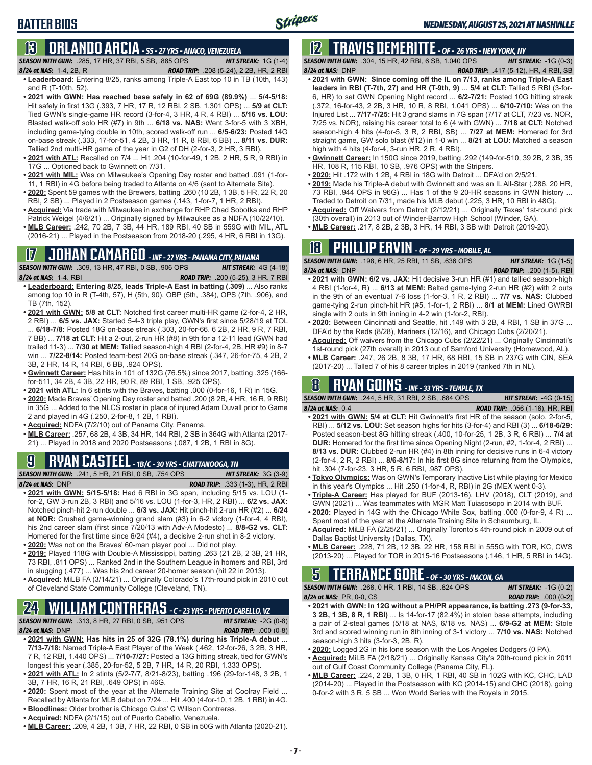# BATTER BIOS

*WEDNESDAY, AUGUST 25, 2021 AT NASHVILLE*

## 13 ORLANDO ARCIA - SS - 27 YRS - ANACO, VENEZUELA

***SEASON WITH GWN:*** .285, 17 HR, 37 RBI, 5 SB, .885 OPS ***HIT STREAK:*** 1G (1-4)
***8/24 at NAS:*** 1-4, 2B, R ***ROAD TRIP:*** .208 (5-24), 2 2B, HR, 2 RBI

- **Leaderboard:** Entering 8/25, ranks among Triple-A East top 10 in TB (10th, 143) and R (T-10th, 52).
- **2021 with GWN: Has reached base safely in 62 of 69G (89.9%)** ... **5/4-5/18:** Hit safely in first 13G (.393, 7 HR, 17 R, 12 RBI, 2 SB, 1.301 OPS) ... **5/9 at CLT:** Tied GWN's single-game HR record (3-for-4, 3 HR, 4 R, 4 RBI) ... **5/16 vs. LOU:** Blasted walk-off solo HR (#7) in 9th ... **6/18 vs. NAS:** Went 3-for-5 with 3 XBH, including game-tying double in 10th, scored walk-off run ... **6/5-6/23:** Posted 14G on-base streak (.333, 17-for-51, 4 2B, 3 HR, 11 R, 8 RBI, 6 BB) ... **8/11 vs. DUR:** Tallied 2nd multi-HR game of the year in G2 of DH (2-for-3, 2 HR, 3 RBI).
- **2021 with ATL:** Recalled on 7/4 ... Hit .204 (10-for-49, 1 2B, 2 HR, 5 R, 9 RBI) in 17G ... Optioned back to Gwinnett on 7/31.
- **2021 with MIL:** Was on Milwaukee's Opening Day roster and batted .091 (1-for-11, 1 RBI) in 4G before being traded to Atlanta on 4/6 (sent to Alternate Site).
- **2020:** Spent 59 games with the Brewers, batting .260 (10 2B, 1 3B, 5 HR, 22 R, 20 RBI, 2 SB) ... Played in 2 Postseason games (.143, 1-for-7, 1 HR, 2 RBI).
- **Acquired:** Via trade with Milwaukee in exchange for RHP Chad Sobotka and RHP Patrick Weigel (4/6/21) ... Originally signed by Milwaukee as a NDFA (10/22/10).
- **MLB Career:** .242, 70 2B, 7 3B, 44 HR, 189 RBI, 40 SB in 559G with MIL, ATL (2016-21) ... Played in the Postseason from 2018-20 (.295, 4 HR, 6 RBI in 13G).

## 17 JOHAN CAMARGO - INF - 27 YRS - PANAMA CITY, PANAMA

***SEASON WITH GWN:*** .309, 13 HR, 47 RBI, 0 SB, .906 OPS ***HIT STREAK:*** 4G (4-18)
***8/24 at NAS:*** 1-4, RBI ***ROAD TRIP:*** .200 (5-25), 3 HR, 7 RBI

- **Leaderboard: Entering 8/25, leads Triple-A East in batting (.309)** ... Also ranks among top 10 in R (T-4th, 57), H (5th, 90), OBP (5th, .384), OPS (7th, .906), and TB (7th, 152).
- **2021 with GWN: 5/8 at CLT:** Notched first career multi-HR game (2-for-4, 2 HR, 2 RBI) ... **6/5 vs. JAX:** Started 5-4-3 triple play, GWN's first since 5/28/19 at TOL ... **6/18-7/8:** Posted 18G on-base streak (.303, 20-for-66, 6 2B, 2 HR, 9 R, 7 RBI, 7 BB) ... **7/18 at CLT:** Hit a 2-out, 2-run HR (#8) in 9th for a 12-11 lead (GWN had trailed 11-3) ... **7/30 at MEM:** Tallied season-high 4 RBI (2-for-4, 2B, HR #9) in 8-7 win ... **7/22-8/14:** Posted team-best 20G on-base streak (.347, 26-for-75, 4 2B, 2 3B, 2 HR, 14 R, 14 RBI, 6 BB, .924 OPS).
- **Gwinnett Career:** Has hits in 101 of 132G (76.5%) since 2017, batting .325 (166-for-511, 34 2B, 4 3B, 22 HR, 90 R, 89 RBI, 1 SB, .925 OPS).
- **2021 with ATL:** In 6 stints with the Braves, batting .000 (0-for-16, 1 R) in 15G.
- **2020:** Made Braves' Opening Day roster and batted .200 (8 2B, 4 HR, 16 R, 9 RBI) in 35G ... Added to the NLCS roster in place of injured Adam Duvall prior to Game 2 and played in 4G (.250, 2-for-8, 1 2B, 1 RBI).
- **Acquired:** NDFA (7/2/10) out of Panama City, Panama.
- **MLB Career:** .257, 68 2B, 4 3B, 34 HR, 144 RBI, 2 SB in 364G with Atlanta (2017-21) ... Played in 2018 and 2020 Postseasons (.087, 1 2B, 1 RBI in 8G).

## 9 RYAN CASTEEL - 1B/C - 30 YRS - CHATTANOOGA, TN

***SEASON WITH GWN:*** .241, 5 HR, 21 RBI, 0 SB, .754 OPS ***HIT STREAK:*** 3G (3-9)
***8/24 at NAS:*** DNP ***ROAD TRIP:*** .333 (1-3), HR, 2 RBI

- **2021 with GWN: 5/15-5/18:** Had 6 RBI in 3G span, including 5/15 vs. LOU (1-for-2, GW 3-run 2B, 3 RBI) and 5/16 vs. LOU (1-for-3, HR, 2 RBI) ... **6/2 vs. JAX:** Notched pinch-hit 2-run double ... **6/3 vs. JAX:** Hit pinch-hit 2-run HR (#2) ... **6/24 at NOR:** Crushed game-winning grand slam (#3) in 6-2 victory (1-for-4, 4 RBI), his 2nd career slam (first since 7/20/13 with Adv-A Modesto) ... **8/8-G2 vs. CLT:** Homered for the first time since 6/24 (#4), a decisive 2-run shot in 8-2 victory.
- **2020:** Was not on the Braves' 60-man player pool ... Did not play.
- **2019:** Played 118G with Double-A Mississippi, batting .263 (21 2B, 2 3B, 21 HR, 73 RBI, .811 OPS) ... Ranked 2nd in the Southern League in homers and RBI, 3rd in slugging (.477) ... Was his 2nd career 20-homer season (hit 22 in 2013).
- **Acquired:** MiLB FA (3/14/21) ... Originally Colorado's 17th-round pick in 2010 out of Cleveland State Community College (Cleveland, TN).

## 24 WILLIAM CONTRERAS - C - 23 YRS - PUERTO CABELLO, VZ

***SEASON WITH GWN:*** .313, 8 HR, 27 RBI, 0 SB, .951 OPS ***HIT STREAK:*** -2G (0-8)
***8/24 at NAS:*** DNP ***ROAD TRIP:*** .000 (0-8)

- **2021 with GWN: Has hits in 25 of 32G (78.1%) during his Triple-A debut** ... **7/13-7/18:** Named Triple-A East Player of the Week (.462, 12-for-26, 3 2B, 3 HR, 7 R, 12 RBI, 1.440 OPS) ... **7/10-7/27:** Posted a 13G hitting streak, tied for GWN's longest this year (.385, 20-for-52, 5 2B, 7 HR, 14 R, 20 RBI, 1.333 OPS).
- **2021 with ATL:** In 2 stints (5/2-7/7, 8/21-8/23), batting .196 (29-for-148, 3 2B, 1 3B, 7 HR, 16 R, 21 RBI, .649 OPS) in 46G.
- **2020:** Spent most of the year at the Alternate Training Site at Coolray Field ... Recalled by Atlanta for MLB debut on 7/24 ... Hit .400 (4-for-10, 1 2B, 1 RBI) in 4G.
- **Bloodlines:** Older brother is Chicago Cubs' C Willson Contreras.
- **Acquired:** NDFA (2/1/15) out of Puerto Cabello, Venezuela.
- **MLB Career:** .209, 4 2B, 1 3B, 7 HR, 22 RBI, 0 SB in 50G with Atlanta (2020-21).

## 12 TRAVIS DEMERITTE - OF - 26 YRS - NEW YORK, NY

***SEASON WITH GWN:*** .304, 15 HR, 42 RBI, 6 SB, 1.040 OPS ***HIT STREAK:*** -1G (0-3)
***8/24 at NAS:*** DNP ***ROAD TRIP:*** .417 (5-12), HR, 4 RBI, SB

- **2021 with GWN: Since coming off the IL on 7/13, ranks among Triple-A East leaders in RBI (T-7th, 27) and HR (T-9th, 9)** ... **5/4 at CLT:** Tallied 5 RBI (3-for-6, HR) to set GWN Opening Night record ... **6/2-7/21:** Posted 10G hitting streak (.372, 16-for-43, 2 2B, 3 HR, 10 R, 8 RBI, 1.041 OPS) ... **6/10-7/10:** Was on the Injured List ... **7/17-7/25:** Hit 3 grand slams in 7G span (7/17 at CLT, 7/23 vs. NOR, 7/25 vs. NOR), raising his career total to 6 (4 with GWN) ... **7/18 at CLT:** Notched season-high 4 hits (4-for-5, 3 R, 2 RBI, SB) ... **7/27 at MEM:** Homered for 3rd straight game, GW solo blast (#12) in 1-0 win ... **8/21 at LOU:** Matched a season high with 4 hits (4-for-4, 3-run HR, 2 R, 4 RBI).
- **Gwinnett Career:** In 150G since 2019, batting .292 (149-for-510, 39 2B, 2 3B, 35 HR, 108 R, 115 RBI, 10 SB, .976 OPS) with the Stripers.
- **2020:** Hit .172 with 1 2B, 4 RBI in 18G with Detroit ... DFA'd on 2/5/21.
- **2019:** Made his Triple-A debut with Gwinnett and was an IL All-Star (.286, 20 HR, 73 RBI, .944 OPS in 96G) ... Has 1 of the 9 20-HR seasons in GWN history ... Traded to Detroit on 7/31, made his MLB debut (.225, 3 HR, 10 RBI in 48G).
- **Acquired:** Off Waivers from Detroit (2/12/21) ... Originally Texas' 1st-round pick (30th overall) in 2013 out of Winder-Barrow High School (Winder, GA).
- **MLB Career:** .217, 8 2B, 2 3B, 3 HR, 14 RBI, 3 SB with Detroit (2019-20).

## 18 PHILLIP ERVIN - OF - 29 YRS - MOBILE, AL

***SEASON WITH GWN:*** .198, 6 HR, 25 RBI, 11 SB, .636 OPS ***HIT STREAK:*** 1G (1-5)
***8/24 at NAS:*** DNP ***ROAD TRIP:*** .200 (1-5), RBI

- **2021 with GWN: 6/2 vs. JAX:** Hit decisive 3-run HR (#1) and tallied season-high 4 RBI (1-for-4, R) ... **6/13 at MEM:** Belted game-tying 2-run HR (#2) with 2 outs in the 9th of an eventual 7-6 loss (1-for-3, 1 R, 2 RBI) ... **7/7 vs. NAS:** Clubbed game-tying 2-run pinch-hit HR (#5, 1-for-1, 2 RBI) ... **8/1 at MEM:** Lined GWRBI single with 2 outs in 9th inning in 4-2 win (1-for-2, RBI).
- **2020:** Between Cincinnati and Seattle, hit .149 with 3 2B, 4 RBI, 1 SB in 37G ... DFA'd by the Reds (8/28), Mariners (12/16), and Chicago Cubs (2/20/21).
- **Acquired:** Off waivers from the Chicago Cubs (2/22/21) ... Originally Cincinnati's 1st-round pick (27th overall) in 2013 out of Samford University (Homewood, AL).
- **MLB Career:** .247, 26 2B, 8 3B, 17 HR, 68 RBI, 15 SB in 237G with CIN, SEA (2017-20) ... Talled 7 of his 8 career triples in 2019 (ranked 7th in NL).

## 8 RYAN GOINS - INF - 33 YRS - TEMPLE, TX

***SEASON WITH GWN:*** .244, 5 HR, 31 RBI, 2 SB, .684 OPS ***HIT STREAK:*** -4G (0-15)
***8/24 at NAS:*** 0-4 ***ROAD TRIP:*** .056 (1-18), HR, RBI

- **2021 with GWN: 5/4 at CLT:** Hit Gwinnett's first HR of the season (solo, 2-for-5, RBI) ... **5/12 vs. LOU:** Set season highs for hits (3-for-4) and RBI (3) ... **6/18-6/29:** Posted season-best 8G hitting streak (.400, 10-for-25, 1 2B, 3 R, 6 RBI) ... **7/4 at DUR:** Homered for the first time since Opening Night (2-run, #2, 1-for-4, 2 RBI) ... **8/13 vs. DUR:** Clubbed 2-run HR (#4) in 8th inning for decisive runs in 6-4 victory (2-for-4, 2 R, 2 RBI) ... **8/6-8/17:** In his first 8G since returning from the Olympics, hit .304 (7-for-23, 3 HR, 5 R, 6 RBI, .987 OPS).
- **Tokyo Olympics:** Was on GWN's Temporary Inactive List while playing for Mexico in this year's Olympics ... Hit .250 (1-for-4, R, RBI) in 2G (MEX went 0-3).
- **Triple-A Career:** Has played for BUF (2013-16), LHV (2018), CLT (2019), and GWN (2021) ... Was teammates with MGR Matt Tuiasosopo in 2014 with BUF.
- **2020:** Played in 14G with the Chicago White Sox, batting .000 (0-for-9, 4 R) ... Spent most of the year at the Alternate Training Site in Schaumburg, IL.
- **Acquired:** MiLB FA (2/25/21) ... Originally Toronto's 4th-round pick in 2009 out of Dallas Baptist University (Dallas, TX).
- **MLB Career:** .228, 71 2B, 12 3B, 22 HR, 158 RBI in 555G with TOR, KC, CWS (2013-20) ... Played for TOR in 2015-16 Postseasons (.146, 1 HR, 5 RBI in 14G).

## 5 TERRANCE GORE - OF - 30 YRS - MACON, GA

***SEASON WITH GWN:*** .268, 0 HR, 1 RBI, 14 SB, .824 OPS ***HIT STREAK:*** -1G (0-2)
***8/24 at NAS:*** PR, 0-0, CS ***ROAD TRIP:*** .000 (0-2)

- **2021 with GWN: In 12G without a PH/PR appearance, is batting .273 (9-for-33, 3 2B, 1 3B, 8 R, 1 RBI)** ... Is 14-for-17 (82.4%) in stolen base attempts, including a pair of 2-steal games (5/18 at NAS, 6/18 vs. NAS) ... **6/9-G2 at MEM:** Stole 3rd and scored winning run in 8th inning of 3-1 victory ... **7/10 vs. NAS:** Notched season-high 3 hits (3-for-3, 2B, R).
- **2020:** Logged 2G in his lone season with the Los Angeles Dodgers (0 PA).
- **Acquired:** MiLB FA (2/18/21) ... Originally Kansas City's 20th-round pick in 2011 out of Gulf Coast Community College (Panama City, FL).
- **MLB Career:** .224, 2 2B, 1 3B, 0 HR, 1 RBI, 40 SB in 102G with KC, CHC, LAD (2014-20) ... Played in the Postseason with KC (2014-15) and CHC (2018), going 0-for-2 with 3 R, 5 SB ... Won World Series with the Royals in 2015.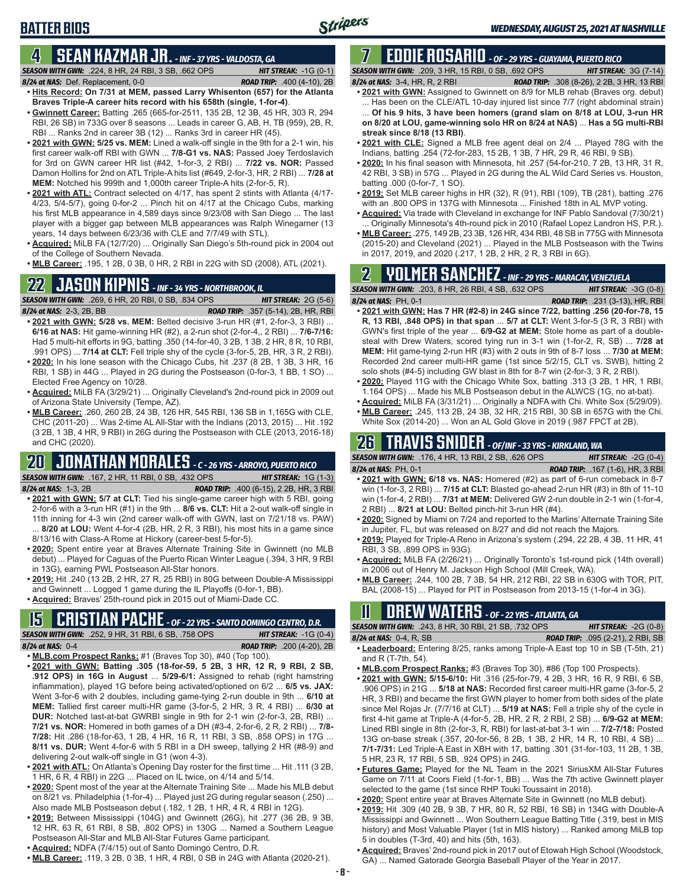# BATTER BIOS

*WEDNESDAY, AUGUST 25, 2021 AT NASHVILLE*

## 4 SEAN KAZMAR JR. - INF - 37 YRS - VALDOSTA, GA

***SEASON WITH GWN:*** .224, 8 HR, 24 RBI, 3 SB, .662 OPS ***HIT STREAK:*** -1G (0-1)
***8/24 at NAS:*** Def. Replacement, 0-0 ***ROAD TRIP:*** .400 (4-10), 2B

- **Hits Record: On 7/31 at MEM, passed Larry Whisenton (657) for the Atlanta Braves Triple-A career hits record with his 658th (single, 1-for-4)**.
- **Gwinnett Career:** Batting .265 (665-for-2511, 135 2B, 12 3B, 45 HR, 303 R, 294 RBI, 26 SB) in 733G over 8 seasons ... Leads in career G, AB, H, TB (959), 2B, R, RBI ... Ranks 2nd in career 3B (12) ... Ranks 3rd in career HR (45).
- **2021 with GWN: 5/25 vs. MEM:** Lined a walk-off single in the 9th for a 2-1 win, his first career walk-off RBI with GWN ... **7/8-G1 vs. NAS:** Passed Joey Terdoslavich for 3rd on GWN career HR list (#42, 1-for-3, 2 RBI) ... **7/22 vs. NOR:** Passed Damon Hollins for 2nd on ATL Triple-A hits list (#649, 2-for-3, HR, 2 RBI) ... **7/28 at MEM:** Notched his 999th and 1,000th career Triple-A hits (2-for-5, R).
- **2021 with ATL:** Contract selected on 4/17, has spent 2 stints with Atlanta (4/17-4/23, 5/4-5/7), going 0-for-2 ... Pinch hit on 4/17 at the Chicago Cubs, marking his first MLB appearance in 4,589 days since 9/23/08 with San Diego ... The last player with a bigger gap between MLB appearances was Ralph Winegarner (13 years, 14 days between 6/23/36 with CLE and 7/7/49 with STL).
- **Acquired:** MiLB FA (12/7/20) ... Originally San Diego's 5th-round pick in 2004 out of the College of Southern Nevada.
- **MLB Career:** .195, 1 2B, 0 3B, 0 HR, 2 RBI in 22G with SD (2008), ATL (2021).

## 22 JASON KIPNIS - INF - 34 YRS - NORTHBROOK, IL

***SEASON WITH GWN:*** .269, 6 HR, 20 RBI, 0 SB, .834 OPS ***HIT STREAK:*** 2G (5-6)
***8/24 at NAS:*** 2-3, 2B, BB ***ROAD TRIP:*** .357 (5-14), 2B, HR, RBI

- **2021 with GWN: 5/28 vs. MEM:** Belted decisive 3-run HR (#1, 2-for-3, 3 RBI) ... **6/16 at NAS:** Hit game-winning HR (#2), a 2-run shot (2-for-4,, 2 RBI) ... **7/6-7/16:** Had 5 multi-hit efforts in 9G, batting .350 (14-for-40, 3 2B, 1 3B, 2 HR, 8 R, 10 RBI, .991 OPS) ... **7/14 at CLT:** Fell triple shy of the cycle (3-for-5, 2B, HR, 3 R, 2 RBI).
- **2020:** In his lone season with the Chicago Cubs, hit .237 (8 2B, 1 3B, 3 HR, 16 RBI, 1 SB) in 44G ... Played in 2G during the Postseason (0-for-3, 1 BB, 1 SO) ... Elected Free Agency on 10/28.
- **Acquired:** MiLB FA (3/29/21) ... Originally Cleveland's 2nd-round pick in 2009 out of Arizona State University (Tempe, AZ).
- **MLB Career:** .260, 260 2B, 24 3B, 126 HR, 545 RBI, 136 SB in 1,165G with CLE, CHC (2011-20) ... Was 2-time AL All-Star with the Indians (2013, 2015) ... Hit .192 (3 2B, 1 3B, 4 HR, 9 RBI) in 26G during the Postseason with CLE (2013, 2016-18) and CHC (2020).

## 20 JONATHAN MORALES - C - 26 YRS - ARROYO, PUERTO RICO

***SEASON WITH GWN:*** .167, 2 HR, 11 RBI, 0 SB, .432 OPS ***HIT STREAK:*** 1G (1-3)
***8/24 at NAS:*** 1-3, 2B ***ROAD TRIP:*** .400 (6-15), 2 2B, HR, 3 RBI

- **2021 with GWN: 5/7 at CLT:** Tied his single-game career high with 5 RBI, going 2-for-6 with a 3-run HR (#1) in the 9th ... **8/6 vs. CLT:** Hit a 2-out walk-off single in 11th inning for 4-3 win (2nd career walk-off with GWN, last on 7/21/18 vs. PAW) ... **8/20 at LOU:** Went 4-for-4 (2B, HR, 2 R, 3 RBI), his most hits in a game since 8/13/16 with Class-A Rome at Hickory (career-best 5-for-5).
- **2020:** Spent entire year at Braves Alternate Training Site in Gwinnett (no MLB debut) ... Played for Caguas of the Puerto Rican Winter League (.394, 3 HR, 9 RBI in 13G), earning PWL Postseason All-Star honors.
- **2019:** Hit .240 (13 2B, 2 HR, 27 R, 25 RBI) in 80G between Double-A Mississippi and Gwinnett ... Logged 1 game during the IL Playoffs (0-for-1, BB).
- **Acquired:** Braves' 25th-round pick in 2015 out of Miami-Dade CC.

## 15 CRISTIAN PACHE - OF - 22 YRS - SANTO DOMINGO CENTRO, D.R.

***SEASON WITH GWN:*** .252, 9 HR, 31 RBI, 6 SB, .758 OPS ***HIT STREAK:*** -1G (0-4)
***8/24 at NAS:*** 0-4 ***ROAD TRIP:*** .200 (4-20), 2B

- **MLB.com Prospect Ranks:** #1 (Braves Top 30), #40 (Top 100).
- **2021 with GWN: Batting .305 (18-for-59, 5 2B, 3 HR, 12 R, 9 RBI, 2 SB, .912 OPS) in 16G in August** ... **5/29-6/1:** Assigned to rehab (right hamstring inflammation), played 1G before being activated/optioned on 6/2 ... **6/5 vs. JAX:** Went 3-for-6 with 2 doubles, including game-tying 2-run double in 9th ... **6/10 at MEM:** Tallied first career multi-HR game (3-for-5, 2 HR, 3 R, 4 RBI) ... **6/30 at DUR:** Notched last-at-bat GWRBI single in 9th for 2-1 win (2-for-3, 2B, RBI) ... **7/21 vs. NOR:** Homered in both games of a DH (#3-4, 2-for-6, 2 R, 2 RBI) ... **7/8-7/28:** Hit .286 (18-for-63, 1 2B, 4 HR, 16 R, 11 RBI, 3 SB, .858 OPS) in 17G ... **8/11 vs. DUR:** Went 4-for-6 with 5 RBI in a DH sweep, tallying 2 HR (#8-9) and delivering 2-out walk-off single in G1 (won 4-3).
- **2021 with ATL:** On Atlanta's Opening Day roster for the first time ... Hit .111 (3 2B, 1 HR, 6 R, 4 RBI) in 22G ... Placed on IL twice, on 4/14 and 5/14.
- **2020:** Spent most of the year at the Alternate Training Site ... Made his MLB debut on 8/21 vs. Philadelphia (1-for-4) ... Played just 2G during regular season (.250) ... Also made MLB Postseason debut (.182, 1 2B, 1 HR, 4 R, 4 RBI in 12G).
- **2019:** Between Mississippi (104G) and Gwinnett (26G), hit .277 (36 2B, 9 3B, 12 HR, 63 R, 61 RBI, 8 SB, .802 OPS) in 130G ... Named a Southern League Postseason All-Star and MLB All-Star Futures Game participant.
- **Acquired:** NDFA (7/4/15) out of Santo Domingo Centro, D.R.
- **MLB Career:** .119, 3 2B, 0 3B, 1 HR, 4 RBI, 0 SB in 24G with Atlanta (2020-21).

## 7 EDDIE ROSARIO - OF - 29 YRS - GUAYAMA, PUERTO RICO

***SEASON WITH GWN:*** .209, 3 HR, 15 RBI, 0 SB, .692 OPS ***HIT STREAK:*** 3G (7-14)
***8/24 at NAS:*** 3-4, HR, R, 2 RBI ***ROAD TRIP:*** .308 (8-26), 2 2B, 3 HR, 13 RBI

- **2021 with GWN:** Assigned to Gwinnett on 8/9 for MLB rehab (Braves org. debut) ... Has been on the CLE/ATL 10-day injured list since 7/7 (right abdominal strain) ... **Of his 9 hits, 3 have been homers (grand slam on 8/18 at LOU, 3-run HR on 8/20 at LOU, game-winning solo HR on 8/24 at NAS)** ... **Has a 5G multi-RBI streak since 8/18 (13 RBI)**.
- **2021 with CLE:** Signed a MLB free agent deal on 2/4 ... Played 78G with the Indians, batting .254 (72-for-283, 15 2B, 1 3B, 7 HR, 29 R, 46 RBI, 9 SB).
- **2020:** In his final season with Minnesota, hit .257 (54-for-210, 7 2B, 13 HR, 31 R, 42 RBI, 3 SB) in 57G ... Played in 2G during the AL Wild Card Series vs. Houston, batting .000 (0-for-7, 1 SO).
- **2019:** Set MLB career highs in HR (32), R (91), RBI (109), TB (281), batting .276 with an .800 OPS in 137G with Minnesota ... Finished 18th in AL MVP voting.
- **Acquired:** Via trade with Cleveland in exchange for INF Pablo Sandoval (7/30/21) ... Originally Minnesota's 4th-round pick in 2010 (Rafael Lopez Landron HS, P.R.).
- **MLB Career:** .275, 149 2B, 23 3B, 126 HR, 434 RBI, 48 SB in 775G with Minnesota (2015-20) and Cleveland (2021) ... Played in the MLB Postseason with the Twins in 2017, 2019, and 2020 (.217, 1 2B, 2 HR, 2 R, 3 RBI in 6G).

## 2 YOLMER SANCHEZ - INF - 29 YRS - MARACAY, VENEZUELA

***SEASON WITH GWN:*** .203, 8 HR, 26 RBI, 4 SB, .632 OPS ***HIT STREAK:*** -3G (0-8)
***8/24 at NAS:*** PH, 0-1 ***ROAD TRIP:*** .231 (3-13), HR, RBI

- **2021 with GWN: Has 7 HR (#2-8) in 24G since 7/22, batting .256 (20-for-78, 15 R, 13 RBI, .848 OPS) in that span** ... **5/7 at CLT:** Went 3-for-5 (3 R, 3 RBI) with GWN's first triple of the year ... **6/9-G2 at MEM:** Stole home as part of a double-steal with Drew Waters, scored tying run in 3-1 win (1-for-2, R, SB) ... **7/28 at MEM:** Hit game-tying 2-run HR (#3) with 2 outs in 9th of 8-7 loss ... **7/30 at MEM:** Recorded 2nd career multi-HR game (1st since 5/2/15, CLT vs. SWB), hitting 2 solo shots (#4-5) including GW blast in 8th for 8-7 win (2-for-3, 2 R, 2 RBI).
- **2020:** Played 11G with the Chicago White Sox, batting .313 (3 2B, 1 HR, 1 RBI, 1.164 OPS) ... Made his MLB Postseason debut in the ALWCS (1G, no at-bat).
- **Acquired:** MiLB FA (3/31/21) ... Originally a NDFA with Chi. White Sox (5/29/09).
- **MLB Career:** .245, 113 2B, 24 3B, 32 HR, 215 RBI, 30 SB in 657G with the Chi. White Sox (2014-20) ... Won an AL Gold Glove in 2019 (.987 FPCT at 2B).

## 26 TRAVIS SNIDER - OF/INF - 33 YRS - KIRKLAND, WA

***SEASON WITH GWN:*** .176, 4 HR, 13 RBI, 2 SB, .626 OPS ***HIT STREAK:*** -2G (0-4)
***8/24 at NAS:*** PH, 0-1 ***ROAD TRIP:*** .167 (1-6), HR, RBI

- **2021 with GWN: 6/18 vs. NAS:** Homered (#2) as part of 6-run comeback in 8-7 win (1-for-3, 2 RBI) ... **7/15 at CLT:** Blasted go-ahead 2-run HR (#3) in 8th of 11-10 win (1-for-4, 2 RBI) ... **7/31 at MEM:** Delivered GW 2-run double in 2-1 win (1-for-4, 2 RBI) ... **8/21 at LOU:** Belted pinch-hit 3-run HR (#4).
- **2020:** Signed by Miami on 7/24 and reported to the Marlins' Alternate Training Site in Jupiter, FL, but was released on 8/27 and did not reach the Majors.
- **2019:** Played for Triple-A Reno in Arizona's system (.294, 22 2B, 4 3B, 11 HR, 41 RBI, 3 SB, .899 OPS in 93G).
- **Acquired:** MiLB FA (2/26/21) ... Originally Toronto's 1st-round pick (14th overall) in 2006 out of Henry M. Jackson High School (Mill Creek, WA).
- **MLB Career:** .244, 100 2B, 7 3B, 54 HR, 212 RBI, 22 SB in 630G with TOR, PIT, BAL (2008-15) ... Played for PIT in Postseason from 2013-15 (1-for-4 in 3G).

## 11 DREW WATERS - OF - 22 YRS - ATLANTA, GA

***SEASON WITH GWN:*** .243, 8 HR, 30 RBI, 21 SB, .732 OPS ***HIT STREAK:*** -2G (0-8)
***8/24 at NAS:*** 0-4, R, SB ***ROAD TRIP:*** .095 (2-21), 2 RBI, SB

- **Leaderboard:** Entering 8/25, ranks among Triple-A East top 10 in SB (T-5th, 21) and R (T-7th, 54).
- **MLB.com Prospect Ranks:** #3 (Braves Top 30), #86 (Top 100 Prospects).
- **2021 with GWN: 5/15-6/10:** Hit .316 (25-for-79, 4 2B, 3 HR, 16 R, 9 RBI, 6 SB, .906 OPS) in 21G ... **5/18 at NAS:** Recorded first career multi-HR game (3-for-5, 2 HR, 3 RBI) and became the first GWN player to homer from both sides of the plate since Mel Rojas Jr. (7/7/16 at CLT) ... **5/19 at NAS:** Fell a triple shy of the cycle in first 4-hit game at Triple-A (4-for-5, 2B, HR, 2 R, 2 RBI, 2 SB) ... **6/9-G2 at MEM:** Lined RBI single in 8th (2-for-3, R, RBI) for last-at-bat 3-1 win ... **7/2-7/18:** Posted 13G on-base streak (.357, 20-for-56, 8 2B, 1 3B, 2 HR, 14 R, 10 RBI, 4 SB) ... **7/1-7/31:** Led Triple-A East in XBH with 17, batting .301 (31-for-103, 11 2B, 1 3B, 5 HR, 23 R, 17 RBI, 5 SB, .924 OPS) in 24G.
- **Futures Game:** Played for the NL Team in the 2021 SiriusXM All-Star Futures Game on 7/11 at Coors Field (1-for-1, BB) ... Was the 7th active Gwinnett player selected to the game (1st since RHP Touki Toussaint in 2018).
- **2020:** Spent entire year at Braves Alternate Site in Gwinnett (no MLB debut).
- **2019:** Hit .309 (40 2B, 9 3B, 7 HR, 80 R, 52 RBI, 16 SB) in 134G with Double-A Mississippi and Gwinnett ... Won Southern League Batting Title (.319, best in MIS history) and Most Valuable Player (1st in MIS history) ... Ranked among MiLB top 5 in doubles (T-3rd, 40) and hits (5th, 163).
- **Acquired:** Braves' 2nd-round pick in 2017 out of Etowah High School (Woodstock, GA) ... Named Gatorade Georgia Baseball Player of the Year in 2017.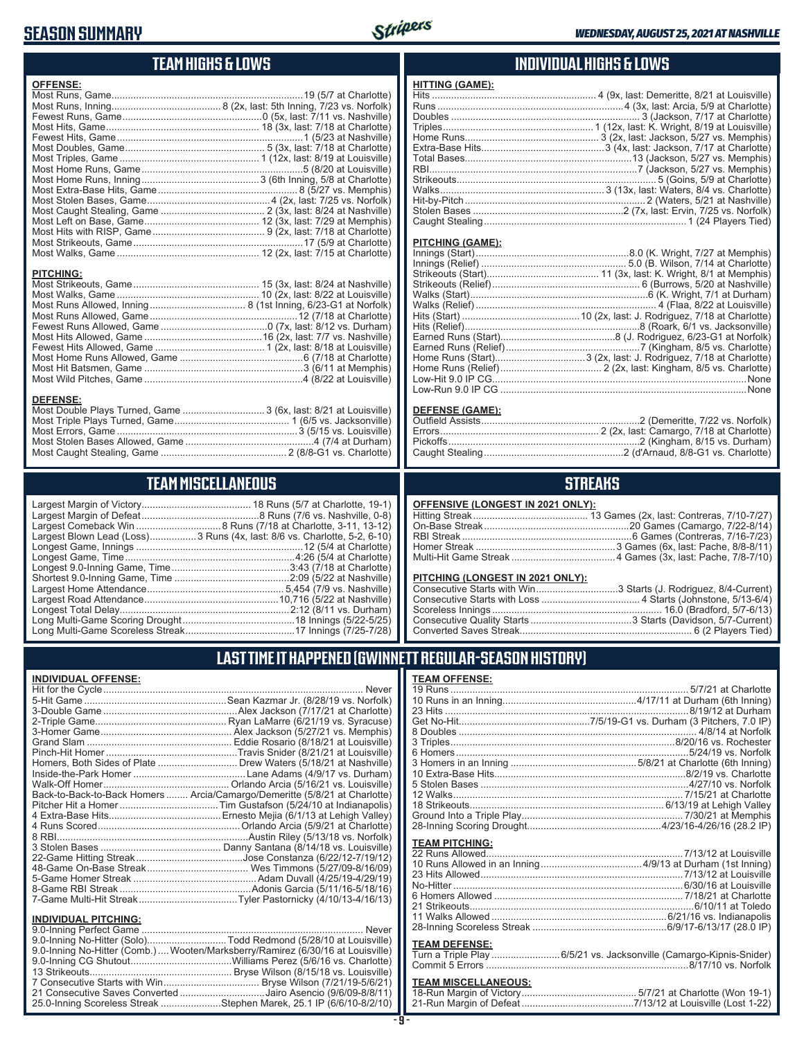# SEASON SUMMARY

WEDNESDAY, AUGUST 25, 2021 AT NASHVILLE

## TEAM HIGHS & LOWS

**OFFENSE:**

| | |
|---|---|
| Most Runs, Game | 19 (5/7 at Charlotte) |
| Most Runs, Inning | 8 (2x, last: 5th Inning, 7/23 vs. Norfolk) |
| Fewest Runs, Game | 0 (5x, last: 7/11 vs. Nashville) |
| Most Hits, Game | 18 (3x, last: 7/18 at Charlotte) |
| Fewest Hits, Game | 1 (5/23 at Nashville) |
| Most Doubles, Game | 5 (3x, last: 7/18 at Charlotte) |
| Most Triples, Game | 1 (12x, last: 8/19 at Louisville) |
| Most Home Runs, Game | 5 (8/20 at Louisville) |
| Most Home Runs, Inning | 3 (6th Inning, 5/8 at Charlotte) |
| Most Extra-Base Hits, Game | 8 (5/27 vs. Memphis) |
| Most Stolen Bases, Game | 4 (2x, last: 7/25 vs. Norfolk) |
| Most Caught Stealing, Game | 2 (3x, last: 8/24 at Nashville) |
| Most Left on Base, Game | 12 (3x, last: 7/29 at Memphis) |
| Most Hits with RISP, Game | 9 (2x, last: 7/18 at Charlotte) |
| Most Strikeouts, Game | 17 (5/9 at Charlotte) |
| Most Walks, Game | 12 (2x, last: 7/15 at Charlotte) |

**PITCHING:**

| | |
|---|---|
| Most Strikeouts, Game | 15 (3x, last: 8/24 at Nashville) |
| Most Walks, Game | 10 (2x, last: 8/22 at Louisville) |
| Most Runs Allowed, Inning | 8 (1st Inning, 6/23-G1 at Norfolk) |
| Most Runs Allowed, Game | 12 (7/18 at Charlotte) |
| Fewest Runs Allowed, Game | 0 (7x, last: 8/12 vs. Durham) |
| Most Hits Allowed, Game | 16 (2x, last: 7/7 vs. Nashville) |
| Fewest Hits Allowed, Game | 1 (2x, last: 8/18 at Louisville) |
| Most Home Runs Allowed, Game | 6 (7/18 at Charlotte) |
| Most Hit Batsmen, Game | 3 (6/11 at Memphis) |
| Most Wild Pitches, Game | 4 (8/22 at Louisville) |

**DEFENSE:**

| | |
|---|---|
| Most Double Plays Turned, Game | 3 (6x, last: 8/21 at Louisville) |
| Most Triple Plays Turned, Game | 1 (6/5 vs. Jacksonville) |
| Most Errors, Game | 3 (5/15 vs. Louisville) |
| Most Stolen Bases Allowed, Game | 4 (7/4 at Durham) |
| Most Caught Stealing, Game | 2 (8/8-G1 vs. Charlotte) |

## INDIVIDUAL HIGHS & LOWS

**HITTING (GAME):**

| | |
|---|---|
| Hits | 4 (9x, last: Demeritte, 8/21 at Louisville) |
| Runs | 4 (3x, last: Arcia, 5/9 at Charlotte) |
| Doubles | 3 (Jackson, 7/17 at Charlotte) |
| Triples | 1 (12x, last: K. Wright, 8/19 at Louisville) |
| Home Runs | 3 (2x, last: Jackson, 5/27 vs. Memphis) |
| Extra-Base Hits | 3 (4x, last: Jackson, 7/17 at Charlotte) |
| Total Bases | 13 (Jackson, 5/27 vs. Memphis) |
| RBI | 7 (Jackson, 5/27 vs. Memphis) |
| Strikeouts | 5 (Goins, 5/9 at Charlotte) |
| Walks | 3 (13x, last: Waters, 8/4 vs. Charlotte) |
| Hit-by-Pitch | 2 (Waters, 5/21 at Nashville) |
| Stolen Bases | 2 (7x, last: Ervin, 7/25 vs. Norfolk) |
| Caught Stealing | 1 (24 Players Tied) |

**PITCHING (GAME):**

| | |
|---|---|
| Innings (Start) | 8.0 (K. Wright, 7/27 at Memphis) |
| Innings (Relief) | 5.0 (B. Wilson, 7/14 at Charlotte) |
| Strikeouts (Start) | 11 (3x, last: K. Wright, 8/1 at Memphis) |
| Strikeouts (Relief) | 6 (Burrows, 5/20 at Nashville) |
| Walks (Start) | 6 (K. Wright, 7/1 at Durham) |
| Walks (Relief) | 4 (Flaa, 8/22 at Louisville) |
| Hits (Start) | 10 (2x, last: J. Rodriguez, 7/18 at Charlotte) |
| Hits (Relief) | 8 (Roark, 6/1 vs. Jacksonville) |
| Earned Runs (Start) | 8 (J. Rodriguez, 6/23-G1 at Norfolk) |
| Earned Runs (Relief) | 7 (Kingham, 8/5 vs. Charlotte) |
| Home Runs (Start) | 3 (2x, last: J. Rodriguez, 7/18 at Charlotte) |
| Home Runs (Relief) | 2 (Waters, 5/21 at Nashville... see below) |
| Low-Hit 9.0 IP CG | None |
| Low-Run 9.0 IP CG | None |

**DEFENSE (GAME):**

| | |
|---|---|
| Outfield Assists | 2 (Demeritte, 7/22 vs. Norfolk) |
| Errors | 2 (2x, last: Camargo, 7/18 at Charlotte) |
| Pickoffs | 2 (Kingham, 8/15 vs. Durham) |
| Caught Stealing | 2 (d'Arnaud, 8/8-G1 vs. Charlotte) |

## TEAM MISCELLANEOUS

| | |
|---|---|
| Largest Margin of Victory | 18 Runs (5/7 at Charlotte, 19-1) |
| Largest Margin of Defeat | 8 Runs (7/6 vs. Nashville, 0-8) |
| Largest Comeback Win | 8 Runs (7/18 at Charlotte, 3-11, 13-12) |
| Largest Blown Lead (Loss) | 3 Runs (4x, last: 8/6 vs. Charlotte, 5-2, 6-10) |
| Longest Game, Innings | 12 (5/4 at Charlotte) |
| Longest Game, Time | 4:26 (5/4 at Charlotte) |
| Longest 9.0-Inning Game, Time | 3:43 (7/18 at Charlotte) |
| Shortest 9.0-Inning Game, Time | 2:09 (5/22 at Nashville) |
| Largest Home Attendance | 5,454 (7/9 vs. Nashville) |
| Largest Road Attendance | 10,716 (5/22 at Nashville) |
| Longest Total Delay | 2:12 (8/11 vs. Durham) |
| Long Multi-Game Scoring Drought | 18 Innings (5/22-5/25) |
| Long Multi-Game Scoreless Streak | 17 Innings (7/25-7/28) |

## STREAKS

**OFFENSIVE (LONGEST IN 2021 ONLY):**

| | |
|---|---|
| Hitting Streak | 13 Games (2x, last: Contreras, 7/10-7/27) |
| On-Base Streak | 20 Games (Camargo, 7/22-8/14) |
| RBI Streak | 6 Games (Contreras, 7/16-7/23) |
| Homer Streak | 3 Games (6x, last: Pache, 8/8-8/11) |
| Multi-Hit Game Streak | 4 Games (3x, last: Pache, 7/8-7/10) |

**PITCHING (LONGEST IN 2021 ONLY):**

| | |
|---|---|
| Consecutive Starts with Win | 3 Starts (J. Rodriguez, 8/4-Current) |
| Consecutive Starts with Loss | 4 Starts (Johnstone, 5/13-6/4) |
| Scoreless Innings | 16.0 (Bradford, 5/7-6/13) |
| Consecutive Quality Starts | 3 Starts (Davidson, 5/7-Current) |
| Converted Saves Streak | 6 (2 Players Tied) |

## LAST TIME IT HAPPENED (GWINNETT REGULAR-SEASON HISTORY)

**INDIVIDUAL OFFENSE:**

| | |
|---|---|
| Hit for the Cycle | Never |
| 5-Hit Game | Sean Kazmar Jr. (8/28/19 vs. Norfolk) |
| 3-Double Game | Alex Jackson (7/17/21 at Charlotte) |
| 2-Triple Game | Ryan LaMarre (6/21/19 vs. Syracuse) |
| 3-Homer Game | Alex Jackson (5/27/21 vs. Memphis) |
| Grand Slam | Eddie Rosario (8/18/21 at Louisville) |
| Pinch-Hit Homer | Travis Snider (8/21/21 at Louisville) |
| Homers, Both Sides of Plate | Drew Waters (5/18/21 at Nashville) |
| Inside-the-Park Homer | Lane Adams (4/9/17 vs. Durham) |
| Walk-Off Homer | Orlando Arcia (5/16/21 vs. Louisville) |
| Back-to-Back-to-Back Homers | Arcia/Camargo/Demeritte (5/8/21 at Charlotte) |
| Pitcher Hit a Homer | Tim Gustafson (5/24/10 at Indianapolis) |
| 4 Extra-Base Hits | Ernesto Mejia (6/1/13 at Lehigh Valley) |
| 4 Runs Scored | Orlando Arcia (5/9/21 at Charlotte) |
| 8 RBI | Austin Riley (5/13/18 vs. Norfolk) |
| 3 Stolen Bases | Danny Santana (8/14/18 vs. Louisville) |
| 22-Game Hitting Streak | Jose Constanza (6/22/12-7/19/12) |
| 48-Game On-Base Streak | Wes Timmons (5/27/09-8/16/09) |
| 5-Game Homer Streak | Adam Duvall (4/25/19-4/29/19) |
| 8-Game RBI Streak | Adonis Garcia (5/11/16-5/18/16) |
| 7-Game Multi-Hit Streak | Tyler Pastornicky (4/10/13-4/16/13) |

**INDIVIDUAL PITCHING:**

| | |
|---|---|
| 9.0-Inning Perfect Game | Never |
| 9.0-Inning No-Hitter (Solo) | Todd Redmond (5/28/10 at Louisville) |
| 9.0-Inning No-Hitter (Comb.) | Wooten/Marksberry/Ramirez (6/30/16 at Louisville) |
| 9.0-Inning CG Shutout | Williams Perez (5/6/16 vs. Charlotte) |
| 13 Strikeouts | Bryse Wilson (8/15/18 vs. Louisville) |
| 7 Consecutive Starts with Win | Bryse Wilson (7/21/19-5/6/21) |
| 21 Consecutive Saves Converted | Jairo Asencio (9/6/09-8/8/11) |
| 25.0-Inning Scoreless Streak | Stephen Marek, 25.1 IP (6/6/10-8/2/10) |

**TEAM OFFENSE:**

| | |
|---|---|
| 19 Runs | 5/7/21 at Charlotte |
| 10 Runs in an Inning | 4/17/11 at Durham (6th Inning) |
| 23 Hits | 8/19/12 at Durham |
| Get No-Hit | 7/5/19-G1 vs. Durham (3 Pitchers, 7.0 IP) |
| 8 Doubles | 4/8/14 at Norfolk |
| 3 Triples | 8/20/16 vs. Rochester |
| 6 Homers | 5/24/19 vs. Norfolk |
| 3 Homers in an Inning | 5/8/21 at Charlotte (6th Inning) |
| 10 Extra-Base Hits | 8/2/19 vs. Charlotte |
| 5 Stolen Bases | 4/27/10 vs. Norfolk |
| 12 Walks | 7/15/21 at Charlotte |
| 18 Strikeouts | 6/13/19 at Lehigh Valley |
| Ground Into a Triple Play | 7/30/21 at Memphis |
| 28-Inning Scoring Drought | 4/23/16-4/26/16 (28.2 IP) |

**TEAM PITCHING:**

| | |
|---|---|
| 22 Runs Allowed | 7/13/12 at Louisville |
| 10 Runs Allowed in an Inning | 4/9/13 at Durham (1st Inning) |
| 23 Hits Allowed | 7/13/12 at Louisville |
| No-Hitter | 6/30/16 at Louisville |
| 6 Homers Allowed | 7/18/21 at Charlotte |
| 21 Strikeouts | 6/10/11 at Toledo |
| 11 Walks Allowed | 6/21/16 vs. Indianapolis |
| 28-Inning Scoreless Streak | 6/9/17-6/13/17 (28.0 IP) |

**TEAM DEFENSE:**

| | |
|---|---|
| Turn a Triple Play | 6/5/21 vs. Jacksonville (Camargo-Kipnis-Snider) |
| Commit 5 Errors | 8/17/10 vs. Norfolk |

**TEAM MISCELLANEOUS:**

| | |
|---|---|
| 18-Run Margin of Victory | 5/7/21 at Charlotte (Won 19-1) |
| 21-Run Margin of Defeat | 7/13/12 at Louisville (Lost 1-22) |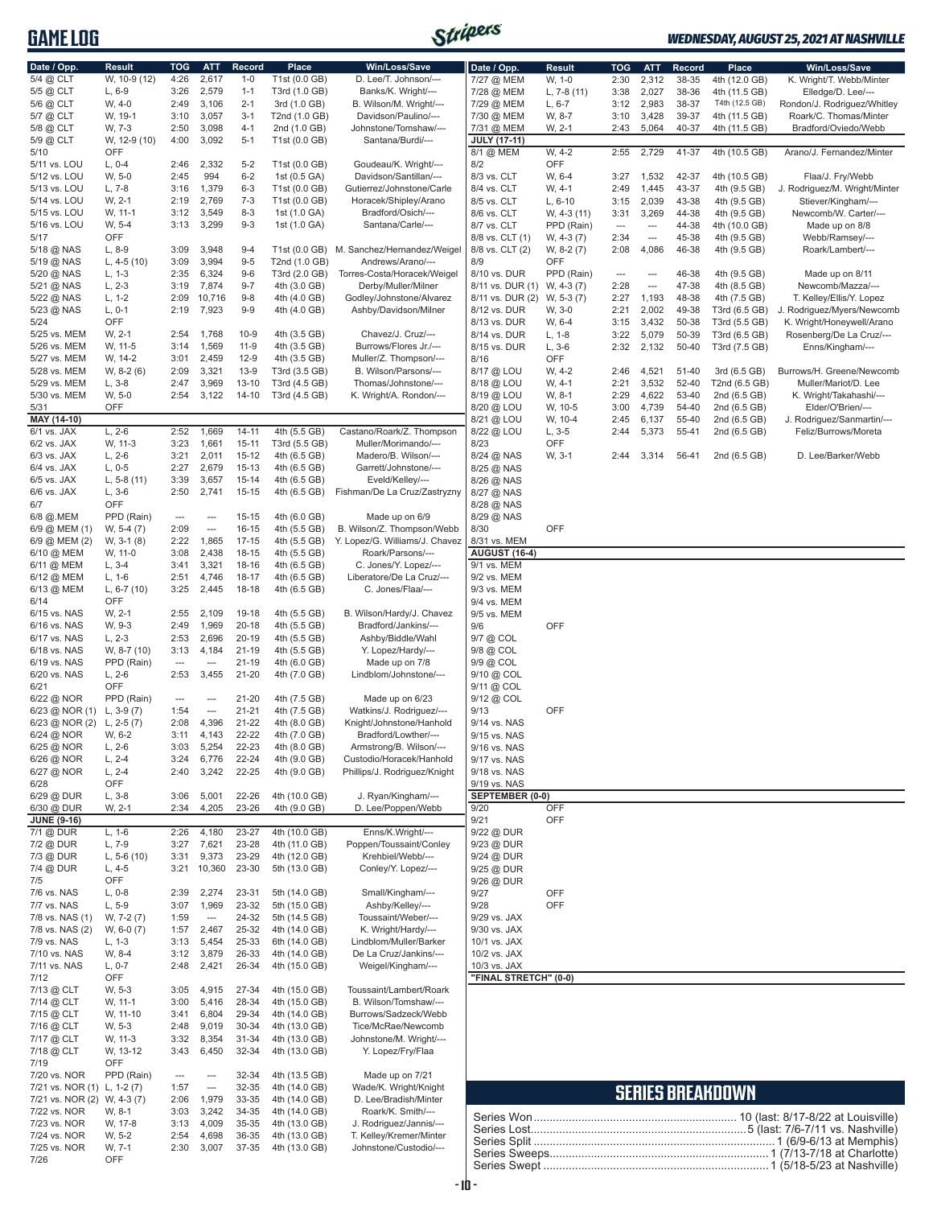## GAME LOG

*WEDNESDAY, AUGUST 25, 2021 AT NASHVILLE*

| Date / Opp. | Result | TOG | ATT | Record | Place | Win/Loss/Save |
|---|---|---|---|---|---|---|
| 5/4 @ CLT | W, 10-9 (12) | 4:26 | 2,617 | 1-0 | T1st (0.0 GB) | D. Lee/T. Johnson/--- |
| 5/5 @ CLT | L, 6-9 | 3:26 | 2,579 | 1-1 | T3rd (1.0 GB) | Banks/K. Wright/--- |
| 5/6 @ CLT | W, 4-0 | 2:49 | 3,106 | 2-1 | 3rd (1.0 GB) | B. Wilson/M. Wright/--- |
| 5/7 @ CLT | W, 19-1 | 3:10 | 3,057 | 3-1 | T2nd (1.0 GB) | Davidson/Paulino/--- |
| 5/8 @ CLT | W, 7-3 | 2:50 | 3,098 | 4-1 | 2nd (1.0 GB) | Johnstone/Tomshaw/--- |
| 5/9 @ CLT | W, 12-9 (10) | 4:00 | 3,092 | 5-1 | T1st (0.0 GB) | Santana/Burdi/--- |
| 5/10 | OFF | | | | | |
| 5/11 vs. LOU | L, 0-4 | 2:46 | 2,332 | 5-2 | T1st (0.0 GB) | Goudeau/K. Wright/--- |
| 5/12 vs. LOU | W, 5-0 | 2:45 | 994 | 6-2 | 1st (0.5 GA) | Davidson/Santillan/--- |
| 5/13 vs. LOU | L, 7-8 | 3:16 | 1,379 | 6-3 | T1st (0.0 GB) | Gutierrez/Johnstone/Carle |
| 5/14 vs. LOU | W, 2-1 | 2:19 | 2,769 | 7-3 | T1st (0.0 GB) | Horacek/Shipley/Arano |
| 5/15 vs. LOU | W, 11-1 | 3:12 | 3,549 | 8-3 | 1st (1.0 GA) | Bradford/Osich/--- |
| 5/16 vs. LOU | W, 5-4 | 3:13 | 3,299 | 9-3 | 1st (1.0 GA) | Santana/Carle/--- |
| 5/17 | OFF | | | | | |
| 5/18 @ NAS | L, 8-9 | 3:09 | 3,948 | 9-4 | T1st (0.0 GB) | M. Sanchez/Hernandez/Weigel |
| 5/19 @ NAS | L, 4-5 (10) | 3:09 | 3,994 | 9-5 | T2nd (1.0 GB) | Andrews/Arano/--- |
| 5/20 @ NAS | L, 1-3 | 2:35 | 6,324 | 9-6 | T3rd (2.0 GB) | Torres-Costa/Horacek/Weigel |
| 5/21 @ NAS | L, 2-3 | 3:19 | 7,874 | 9-7 | 4th (3.0 GB) | Derby/Muller/Milner |
| 5/22 @ NAS | L, 1-2 | 2:09 | 10,716 | 9-8 | 4th (4.0 GB) | Godley/Johnstone/Alvarez |
| 5/23 @ NAS | L, 0-1 | 2:19 | 7,923 | 9-9 | 4th (4.0 GB) | Ashby/Davidson/Milner |
| 5/24 | OFF | | | | | |
| 5/25 vs. MEM | W, 2-1 | 2:54 | 1,768 | 10-9 | 4th (3.5 GB) | Chavez/J. Cruz/--- |
| 5/26 vs. MEM | W, 11-5 | 3:14 | 1,569 | 11-9 | 4th (3.5 GB) | Burrows/Flores Jr./--- |
| 5/27 vs. MEM | W, 14-2 | 3:01 | 2,459 | 12-9 | 4th (3.5 GB) | Muller/Z. Thompson/--- |
| 5/28 vs. MEM | W, 8-2 (6) | 2:09 | 3,321 | 13-9 | T3rd (3.5 GB) | B. Wilson/Parsons/--- |
| 5/29 vs. MEM | L, 3-8 | 2:47 | 3,969 | 13-10 | T3rd (4.5 GB) | Thomas/Johnstone/--- |
| 5/30 vs. MEM | W, 5-0 | 2:54 | 3,122 | 14-10 | T3rd (4.5 GB) | K. Wright/A. Rondon/--- |
| 5/31 | OFF | | | | | |
| **MAY (14-10)** | | | | | | |
| 6/1 vs. JAX | L, 2-6 | 2:52 | 1,669 | 14-11 | 4th (5.5 GB) | Castano/Roark/Z. Thompson |
| 6/2 vs. JAX | W, 11-3 | 3:23 | 1,661 | 15-11 | T3rd (5.5 GB) | Muller/Morimando/--- |
| 6/3 vs. JAX | L, 2-6 | 3:21 | 2,011 | 15-12 | 4th (6.5 GB) | Madero/B. Wilson/--- |
| 6/4 vs. JAX | L, 0-5 | 2:27 | 2,679 | 15-13 | 4th (6.5 GB) | Garrett/Johnstone/--- |
| 6/5 vs. JAX | L, 5-8 (11) | 3:39 | 3,657 | 15-14 | 4th (6.5 GB) | Eveld/Kelley/--- |
| 6/6 vs. JAX | L, 3-6 | 2:50 | 2,741 | 15-15 | 4th (6.5 GB) | Fishman/De La Cruz/Zastryzny |
| 6/7 | OFF | | | | | |
| 6/8 @ MEM | PPD (Rain) | --- | --- | 15-15 | 4th (6.0 GB) | Made up on 6/9 |
| 6/9 @ MEM (1) | W, 5-4 (7) | 2:09 | --- | 16-15 | 4th (5.5 GB) | B. Wilson/Z. Thompson/Webb |
| 6/9 @ MEM (2) | W, 3-1 (8) | 2:22 | 1,865 | 17-15 | 4th (5.5 GB) | Y. Lopez/G. Williams/J. Chavez |
| 6/10 @ MEM | W, 11-0 | 3:08 | 2,438 | 18-15 | 4th (5.5 GB) | Roark/Parsons/--- |
| 6/11 @ MEM | L, 3-4 | 3:41 | 3,321 | 18-16 | 4th (6.5 GB) | C. Jones/Y. Lopez/--- |
| 6/12 @ MEM | L, 1-6 | 2:51 | 4,746 | 18-17 | 4th (6.5 GB) | Liberatore/De La Cruz/--- |
| 6/13 @ MEM | L, 6-7 (10) | 3:25 | 2,445 | 18-18 | 4th (6.5 GB) | C. Jones/Flaa/--- |
| 6/14 | OFF | | | | | |
| 6/15 vs. NAS | W, 2-1 | 2:55 | 2,109 | 19-18 | 4th (5.5 GB) | B. Wilson/Hardy/J. Chavez |
| 6/16 vs. NAS | W, 9-3 | 2:49 | 1,969 | 20-18 | 4th (5.5 GB) | Bradford/Jankins/--- |
| 6/17 vs. NAS | L, 2-3 | 2:53 | 2,696 | 20-19 | 4th (5.5 GB) | Ashby/Biddle/Wahl |
| 6/18 vs. NAS | W, 8-7 (10) | 3:13 | 4,184 | 21-19 | 4th (5.5 GB) | Y. Lopez/Hardy/--- |
| 6/19 vs. NAS | PPD (Rain) | --- | --- | 21-19 | 4th (6.0 GB) | Made up on 7/8 |
| 6/20 vs. NAS | L, 2-6 | 2:53 | 3,455 | 21-20 | 4th (7.0 GB) | Lindblom/Johnstone/--- |
| 6/21 | OFF | | | | | |
| 6/22 @ NOR | PPD (Rain) | --- | --- | 21-20 | 4th (7.5 GB) | Made up on 6/23 |
| 6/23 @ NOR (1) | L, 3-9 (7) | 1:54 | --- | 21-21 | 4th (7.5 GB) | Watkins/J. Rodriguez/--- |
| 6/23 @ NOR (2) | L, 2-5 (7) | 2:08 | 4,396 | 21-22 | 4th (8.0 GB) | Knight/Johnstone/Hanhold |
| 6/24 @ NOR | W, 6-2 | 3:11 | 4,143 | 22-22 | 4th (7.0 GB) | Bradford/Lowther/--- |
| 6/25 @ NOR | L, 2-6 | 3:03 | 5,254 | 22-23 | 4th (8.0 GB) | Armstrong/B. Wilson/--- |
| 6/26 @ NOR | L, 2-4 | 3:24 | 6,776 | 22-24 | 4th (9.0 GB) | Custodio/Horacek/Hanhold |
| 6/27 @ NOR | L, 2-4 | 2:40 | 3,242 | 22-25 | 4th (9.0 GB) | Phillips/J. Rodriguez/Knight |
| 6/28 | OFF | | | | | |
| 6/29 @ DUR | L, 3-8 | 3:06 | 5,001 | 22-26 | 4th (10.0 GB) | J. Ryan/Kingham/--- |
| 6/30 @ DUR | W, 2-1 | 2:34 | 4,205 | 23-26 | 4th (9.0 GB) | D. Lee/Poppen/Webb |
| **JUNE (9-16)** | | | | | | |
| 7/1 @ DUR | L, 1-6 | 2:26 | 4,180 | 23-27 | 4th (10.0 GB) | Enns/K.Wright/--- |
| 7/2 @ DUR | L, 7-9 | 3:27 | 7,621 | 23-28 | 4th (11.0 GB) | Poppen/Toussaint/Conley |
| 7/3 @ DUR | L, 5-6 (10) | 3:31 | 9,373 | 23-29 | 4th (12.0 GB) | Krehbiel/Webb/--- |
| 7/4 @ DUR | L, 4-5 | 3:21 | 10,360 | 23-30 | 5th (13.0 GB) | Conley/Y. Lopez/--- |
| 7/5 | OFF | | | | | |
| 7/6 vs. NAS | L, 0-8 | 2:39 | 2,274 | 23-31 | 5th (14.0 GB) | Small/Kingham/--- |
| 7/7 vs. NAS | L, 5-9 | 3:07 | 1,969 | 23-32 | 5th (15.0 GB) | Ashby/Kelley/--- |
| 7/8 vs. NAS (1) | W, 7-2 (7) | 1:59 | --- | 24-32 | 5th (14.5 GB) | Toussaint/Weber/--- |
| 7/8 vs. NAS (2) | W, 6-0 (7) | 1:57 | 2,467 | 25-32 | 4th (14.0 GB) | K. Wright/Hardy/--- |
| 7/9 vs. NAS | L, 1-3 | 3:13 | 5,454 | 25-33 | 6th (14.0 GB) | Lindblom/Muller/Barker |
| 7/10 vs. NAS | W, 8-4 | 3:12 | 3,879 | 26-33 | 4th (14.0 GB) | De La Cruz/Jankins/--- |
| 7/11 vs. NAS | L, 0-7 | 2:48 | 2,421 | 26-34 | 4th (15.0 GB) | Weigel/Kingham/--- |
| 7/12 | OFF | | | | | |
| 7/13 @ CLT | W, 5-3 | 3:05 | 4,915 | 27-34 | 4th (15.0 GB) | Toussaint/Lambert/Roark |
| 7/14 @ CLT | W, 11-1 | 3:00 | 5,416 | 28-34 | 4th (15.0 GB) | B. Wilson/Tomshaw/--- |
| 7/15 @ CLT | W, 11-10 | 3:41 | 6,804 | 29-34 | 4th (14.0 GB) | Burrows/Sadzeck/Webb |
| 7/16 @ CLT | W, 5-3 | 2:48 | 9,019 | 30-34 | 4th (13.0 GB) | Tice/McRae/Newcomb |
| 7/17 @ CLT | W, 11-3 | 3:32 | 8,354 | 31-34 | 4th (13.0 GB) | Johnstone/M. Wright/--- |
| 7/18 @ CLT | W, 13-12 | 3:43 | 6,450 | 32-34 | 4th (13.0 GB) | Y. Lopez/Fry/Flaa |
| 7/19 | OFF | | | | | |
| 7/20 vs. NOR | PPD (Rain) | --- | --- | 32-34 | 4th (13.5 GB) | Made up on 7/21 |
| 7/21 vs. NOR (1) | L, 1-2 (7) | 1:57 | --- | 32-35 | 4th (14.0 GB) | Wade/K. Wright/Knight |
| 7/21 vs. NOR (2) | W, 4-3 (7) | 2:06 | 1,979 | 33-35 | 4th (14.0 GB) | D. Lee/Bradish/Minter |
| 7/22 vs. NOR | W, 8-1 | 3:03 | 3,242 | 34-35 | 4th (14.0 GB) | Roark/K. Smith/--- |
| 7/23 vs. NOR | W, 17-8 | 3:13 | 4,009 | 35-35 | 4th (13.0 GB) | J. Rodriguez/Jannis/--- |
| 7/24 vs. NOR | W, 5-2 | 2:54 | 4,698 | 36-35 | 4th (13.0 GB) | T. Kelley/Kremer/Minter |
| 7/25 vs. NOR | W, 7-1 | 2:30 | 3,007 | 37-35 | 4th (13.0 GB) | Johnstone/Custodio/--- |
| 7/26 | OFF | | | | | |
| 7/27 @ MEM | W, 1-0 | 2:30 | 2,312 | 38-35 | 4th (12.0 GB) | K. Wright/T. Webb/Minter |
| 7/28 @ MEM | L, 7-8 (11) | 3:38 | 2,027 | 38-36 | 4th (11.5 GB) | Elledge/D. Lee/--- |
| 7/29 @ MEM | L, 6-7 | 3:12 | 2,983 | 38-37 | T4th (12.5 GB) | Rondon/J. Rodriguez/Whitley |
| 7/30 @ MEM | W, 8-7 | 3:10 | 3,428 | 39-37 | 4th (11.5 GB) | Roark/C. Thomas/Minter |
| 7/31 @ MEM | W, 2-1 | 2:43 | 5,064 | 40-37 | 4th (11.5 GB) | Bradford/Oviedo/Webb |
| **JULY (17-11)** | | | | | | |
| 8/1 @ MEM | W, 4-2 | 2:55 | 2,729 | 41-37 | 4th (10.5 GB) | Arano/J. Fernandez/Minter |
| 8/2 | OFF | | | | | |
| 8/3 vs. CLT | W, 6-4 | 3:27 | 1,532 | 42-37 | 4th (10.5 GB) | Flaa/J. Fry/Webb |
| 8/4 vs. CLT | W, 4-1 | 2:49 | 1,445 | 43-37 | 4th (9.5 GB) | J. Rodriguez/M. Wright/Minter |
| 8/5 vs. CLT | L, 6-10 | 3:15 | 2,039 | 43-38 | 4th (9.5 GB) | Stiever/Kingham/--- |
| 8/6 vs. CLT | W, 4-3 (11) | 3:31 | 3,269 | 44-38 | 4th (9.5 GB) | Newcomb/W. Carter/--- |
| 8/7 vs. CLT | PPD (Rain) | --- | --- | 44-38 | 4th (10.0 GB) | Made up on 8/8 |
| 8/8 vs. CLT (1) | W, 4-3 (7) | 2:34 | --- | 45-38 | 4th (9.5 GB) | Webb/Ramsey/--- |
| 8/8 vs. CLT (2) | W, 8-2 (7) | 2:08 | 4,086 | 46-38 | 4th (9.5 GB) | Roark/Lambert/--- |
| 8/9 | OFF | | | | | |
| 8/10 vs. DUR | PPD (Rain) | --- | --- | 46-38 | 4th (9.5 GB) | Made up on 8/11 |
| 8/11 vs. DUR (1) | W, 4-3 (7) | 2:28 | --- | 47-38 | 4th (8.5 GB) | Newcomb/Mazza/--- |
| 8/11 vs. DUR (2) | W, 5-3 (7) | 2:27 | 1,193 | 48-38 | 4th (7.5 GB) | T. Kelley/Ellis/Y. Lopez |
| 8/12 vs. DUR | W, 3-0 | 2:21 | 2,002 | 49-38 | T3rd (6.5 GB) | J. Rodriguez/Myers/Newcomb |
| 8/13 vs. DUR | W, 6-4 | 3:15 | 3,432 | 50-38 | T3rd (5.5 GB) | K. Wright/Honeywell/Arano |
| 8/14 vs. DUR | L, 1-8 | 3:22 | 5,079 | 50-39 | T3rd (6.5 GB) | Rosenberg/De La Cruz/--- |
| 8/15 vs. DUR | L, 3-6 | 2:32 | 2,132 | 50-40 | T3rd (7.5 GB) | Enns/Kingham/--- |
| 8/16 | OFF | | | | | |
| 8/17 @ LOU | W, 4-2 | 2:46 | 4,521 | 51-40 | 3rd (6.5 GB) | Burrows/H. Greene/Newcomb |
| 8/18 @ LOU | W, 4-1 | 2:21 | 3,532 | 52-40 | T2nd (6.5 GB) | Muller/Mariot/D. Lee |
| 8/19 @ LOU | W, 8-1 | 2:29 | 4,622 | 53-40 | 2nd (6.5 GB) | K. Wright/Takahashi/--- |
| 8/20 @ LOU | W, 10-5 | 3:00 | 4,739 | 54-40 | 2nd (6.5 GB) | Elder/O'Brien/--- |
| 8/21 @ LOU | W, 10-4 | 2:45 | 6,137 | 55-40 | 2nd (6.5 GB) | J. Rodriguez/Sanmartin/--- |
| 8/22 @ LOU | L, 3-5 | 2:44 | 5,373 | 55-41 | 2nd (6.5 GB) | Feliz/Burrows/Moreta |
| 8/23 | OFF | | | | | |
| 8/24 @ NAS | W, 3-1 | 2:44 | 3,314 | 56-41 | 2nd (6.5 GB) | D. Lee/Barker/Webb |
| 8/25 @ NAS | | | | | | |
| 8/26 @ NAS | | | | | | |
| 8/27 @ NAS | | | | | | |
| 8/28 @ NAS | | | | | | |
| 8/29 @ NAS | | | | | | |
| 8/30 | OFF | | | | | |
| 8/31 vs. MEM | | | | | | |
| **AUGUST (16-4)** | | | | | | |
| 9/1 vs. MEM | | | | | | |
| 9/2 vs. MEM | | | | | | |
| 9/3 vs. MEM | | | | | | |
| 9/4 vs. MEM | | | | | | |
| 9/5 vs. MEM | | | | | | |
| 9/6 | OFF | | | | | |
| 9/7 @ COL | | | | | | |
| 9/8 @ COL | | | | | | |
| 9/9 @ COL | | | | | | |
| 9/10 @ COL | | | | | | |
| 9/11 @ COL | | | | | | |
| 9/12 @ COL | | | | | | |
| 9/13 | OFF | | | | | |
| 9/14 vs. NAS | | | | | | |
| 9/15 vs. NAS | | | | | | |
| 9/16 vs. NAS | | | | | | |
| 9/17 vs. NAS | | | | | | |
| 9/18 vs. NAS | | | | | | |
| 9/19 vs. NAS | | | | | | |
| **SEPTEMBER (0-0)** | | | | | | |
| 9/20 | OFF | | | | | |
| 9/21 | OFF | | | | | |
| 9/22 @ DUR | | | | | | |
| 9/23 @ DUR | | | | | | |
| 9/24 @ DUR | | | | | | |
| 9/25 @ DUR | | | | | | |
| 9/26 @ DUR | | | | | | |
| 9/27 | OFF | | | | | |
| 9/28 | OFF | | | | | |
| 9/29 vs. JAX | | | | | | |
| 9/30 vs. JAX | | | | | | |
| 10/1 vs. JAX | | | | | | |
| 10/2 vs. JAX | | | | | | |
| 10/3 vs. JAX | | | | | | |
| **"FINAL STRETCH" (0-0)** | | | | | | |

## SERIES BREAKDOWN

Series Won....................10 (last: 8/17-8/22 at Louisville)
Series Lost....................5 (last: 7/6-7/11 vs. Nashville)
Series Split....................1 (6/9-6/13 at Memphis)
Series Sweeps....................1 (7/13-7/18 at Charlotte)
Series Swept....................1 (5/18-5/23 at Nashville)